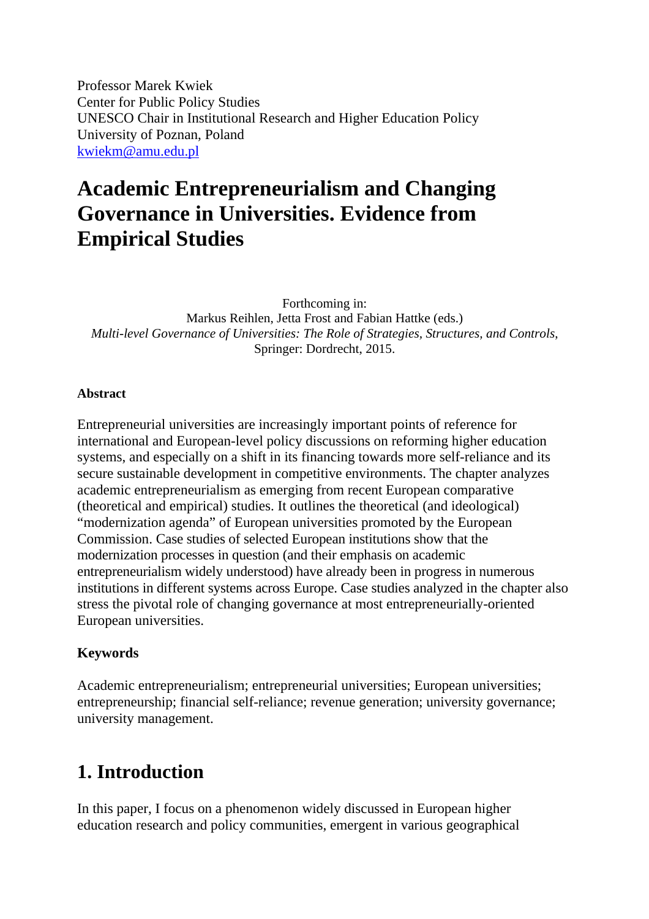Professor Marek Kwiek
Center for Public Policy Studies
UNESCO Chair in Institutional Research and Higher Education Policy
University of Poznan, Poland
kwiekm@amu.edu.pl

# Academic Entrepreneurialism and Changing Governance in Universities. Evidence from Empirical Studies

Forthcoming in:
Markus Reihlen, Jetta Frost and Fabian Hattke (eds.)
*Multi-level Governance of Universities: The Role of Strategies, Structures, and Controls*,
Springer: Dordrecht, 2015.

**Abstract**

Entrepreneurial universities are increasingly important points of reference for international and European-level policy discussions on reforming higher education systems, and especially on a shift in its financing towards more self-reliance and its secure sustainable development in competitive environments. The chapter analyzes academic entrepreneurialism as emerging from recent European comparative (theoretical and empirical) studies. It outlines the theoretical (and ideological) "modernization agenda" of European universities promoted by the European Commission. Case studies of selected European institutions show that the modernization processes in question (and their emphasis on academic entrepreneurialism widely understood) have already been in progress in numerous institutions in different systems across Europe. Case studies analyzed in the chapter also stress the pivotal role of changing governance at most entrepreneurially-oriented European universities.

**Keywords**

Academic entrepreneurialism; entrepreneurial universities; European universities; entrepreneurship; financial self-reliance; revenue generation; university governance; university management.

## 1. Introduction

In this paper, I focus on a phenomenon widely discussed in European higher education research and policy communities, emergent in various geographical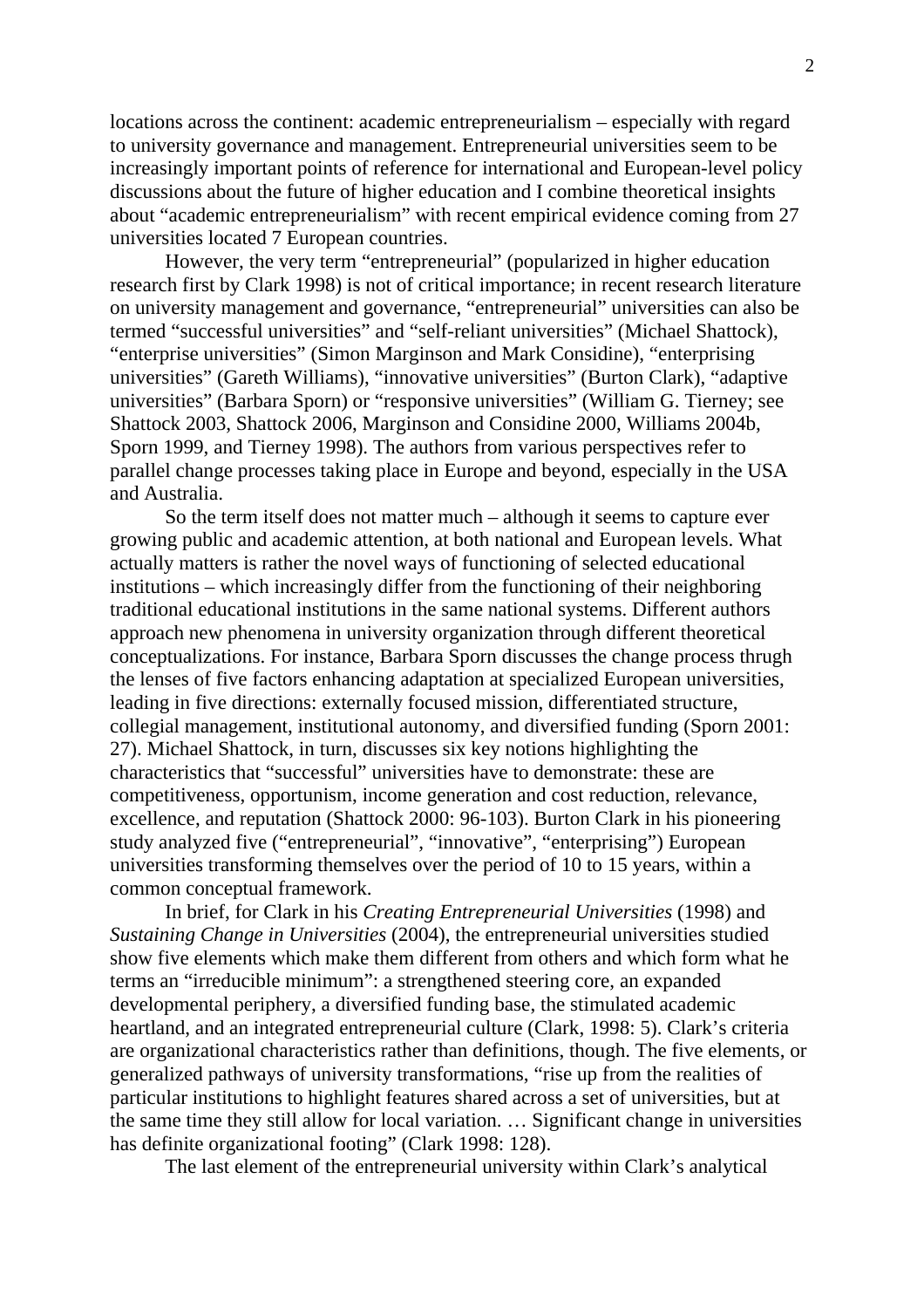locations across the continent: academic entrepreneurialism – especially with regard to university governance and management. Entrepreneurial universities seem to be increasingly important points of reference for international and European-level policy discussions about the future of higher education and I combine theoretical insights about "academic entrepreneurialism" with recent empirical evidence coming from 27 universities located 7 European countries.

However, the very term "entrepreneurial" (popularized in higher education research first by Clark 1998) is not of critical importance; in recent research literature on university management and governance, "entrepreneurial" universities can also be termed "successful universities" and "self-reliant universities" (Michael Shattock), "enterprise universities" (Simon Marginson and Mark Considine), "enterprising universities" (Gareth Williams), "innovative universities" (Burton Clark), "adaptive universities" (Barbara Sporn) or "responsive universities" (William G. Tierney; see Shattock 2003, Shattock 2006, Marginson and Considine 2000, Williams 2004b, Sporn 1999, and Tierney 1998). The authors from various perspectives refer to parallel change processes taking place in Europe and beyond, especially in the USA and Australia.

So the term itself does not matter much – although it seems to capture ever growing public and academic attention, at both national and European levels. What actually matters is rather the novel ways of functioning of selected educational institutions – which increasingly differ from the functioning of their neighboring traditional educational institutions in the same national systems. Different authors approach new phenomena in university organization through different theoretical conceptualizations. For instance, Barbara Sporn discusses the change process thrugh the lenses of five factors enhancing adaptation at specialized European universities, leading in five directions: externally focused mission, differentiated structure, collegial management, institutional autonomy, and diversified funding (Sporn 2001: 27). Michael Shattock, in turn, discusses six key notions highlighting the characteristics that "successful" universities have to demonstrate: these are competitiveness, opportunism, income generation and cost reduction, relevance, excellence, and reputation (Shattock 2000: 96-103). Burton Clark in his pioneering study analyzed five ("entrepreneurial", "innovative", "enterprising") European universities transforming themselves over the period of 10 to 15 years, within a common conceptual framework.

In brief, for Clark in his *Creating Entrepreneurial Universities* (1998) and *Sustaining Change in Universities* (2004), the entrepreneurial universities studied show five elements which make them different from others and which form what he terms an "irreducible minimum": a strengthened steering core, an expanded developmental periphery, a diversified funding base, the stimulated academic heartland, and an integrated entrepreneurial culture (Clark, 1998: 5). Clark's criteria are organizational characteristics rather than definitions, though. The five elements, or generalized pathways of university transformations, "rise up from the realities of particular institutions to highlight features shared across a set of universities, but at the same time they still allow for local variation. … Significant change in universities has definite organizational footing" (Clark 1998: 128).

The last element of the entrepreneurial university within Clark's analytical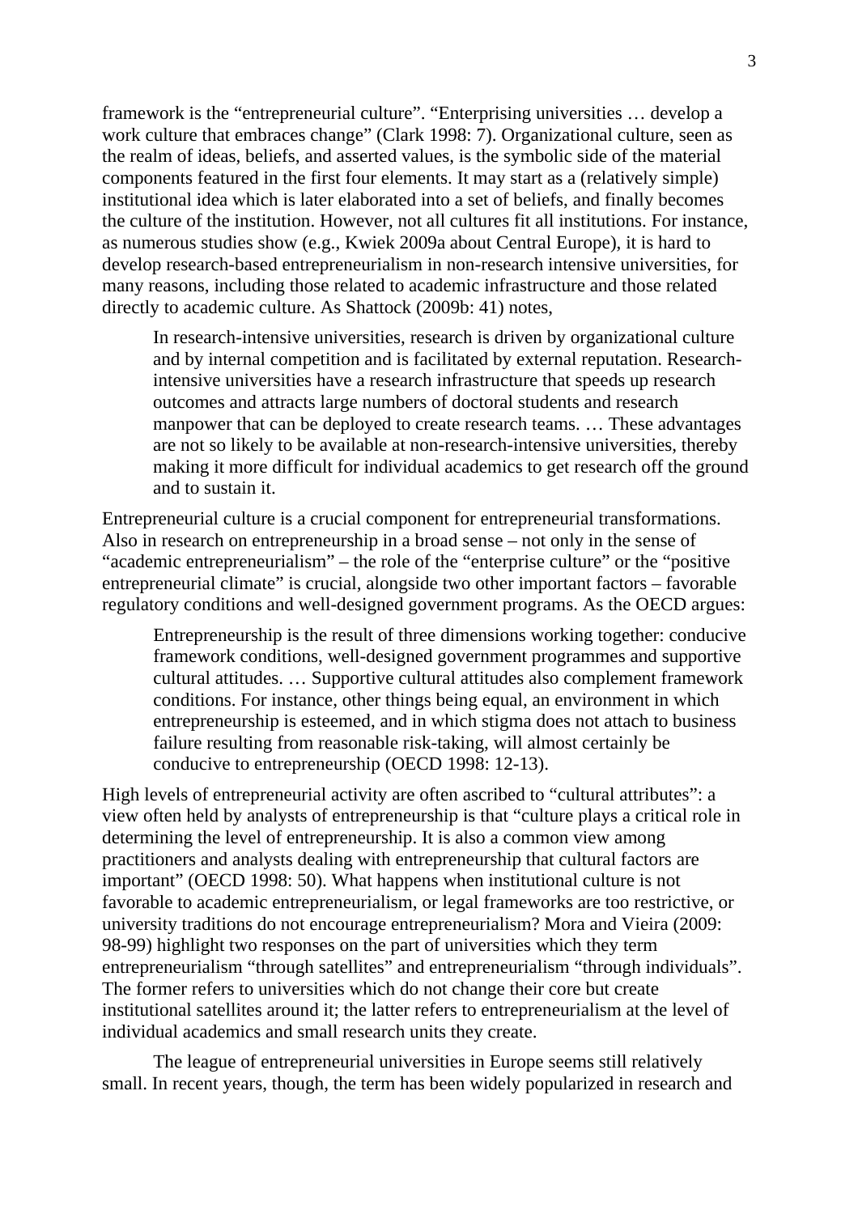framework is the "entrepreneurial culture". "Enterprising universities … develop a work culture that embraces change" (Clark 1998: 7). Organizational culture, seen as the realm of ideas, beliefs, and asserted values, is the symbolic side of the material components featured in the first four elements. It may start as a (relatively simple) institutional idea which is later elaborated into a set of beliefs, and finally becomes the culture of the institution. However, not all cultures fit all institutions. For instance, as numerous studies show (e.g., Kwiek 2009a about Central Europe), it is hard to develop research-based entrepreneurialism in non-research intensive universities, for many reasons, including those related to academic infrastructure and those related directly to academic culture. As Shattock (2009b: 41) notes,

> In research-intensive universities, research is driven by organizational culture and by internal competition and is facilitated by external reputation. Research-intensive universities have a research infrastructure that speeds up research outcomes and attracts large numbers of doctoral students and research manpower that can be deployed to create research teams. … These advantages are not so likely to be available at non-research-intensive universities, thereby making it more difficult for individual academics to get research off the ground and to sustain it.

Entrepreneurial culture is a crucial component for entrepreneurial transformations. Also in research on entrepreneurship in a broad sense – not only in the sense of "academic entrepreneurialism" – the role of the "enterprise culture" or the "positive entrepreneurial climate" is crucial, alongside two other important factors – favorable regulatory conditions and well-designed government programs. As the OECD argues:

> Entrepreneurship is the result of three dimensions working together: conducive framework conditions, well-designed government programmes and supportive cultural attitudes. … Supportive cultural attitudes also complement framework conditions. For instance, other things being equal, an environment in which entrepreneurship is esteemed, and in which stigma does not attach to business failure resulting from reasonable risk-taking, will almost certainly be conducive to entrepreneurship (OECD 1998: 12-13).

High levels of entrepreneurial activity are often ascribed to "cultural attributes": a view often held by analysts of entrepreneurship is that "culture plays a critical role in determining the level of entrepreneurship. It is also a common view among practitioners and analysts dealing with entrepreneurship that cultural factors are important" (OECD 1998: 50). What happens when institutional culture is not favorable to academic entrepreneurialism, or legal frameworks are too restrictive, or university traditions do not encourage entrepreneurialism? Mora and Vieira (2009: 98-99) highlight two responses on the part of universities which they term entrepreneurialism "through satellites" and entrepreneurialism "through individuals". The former refers to universities which do not change their core but create institutional satellites around it; the latter refers to entrepreneurialism at the level of individual academics and small research units they create.

The league of entrepreneurial universities in Europe seems still relatively small. In recent years, though, the term has been widely popularized in research and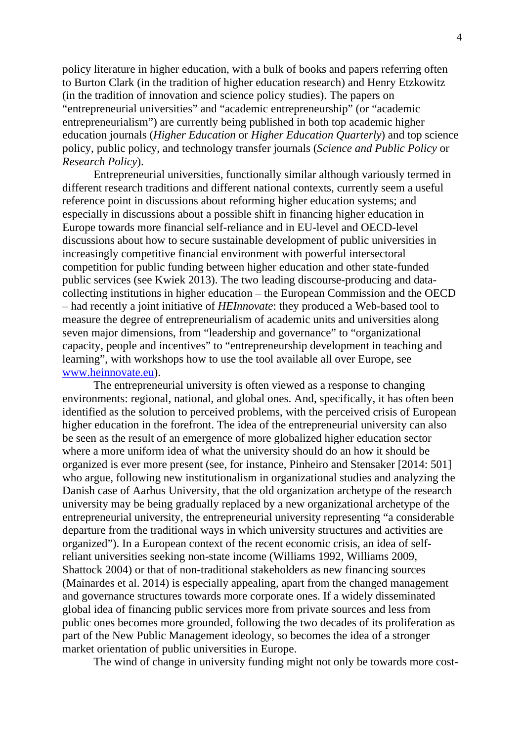policy literature in higher education, with a bulk of books and papers referring often to Burton Clark (in the tradition of higher education research) and Henry Etzkowitz (in the tradition of innovation and science policy studies). The papers on "entrepreneurial universities" and "academic entrepreneurship" (or "academic entrepreneurialism") are currently being published in both top academic higher education journals (*Higher Education* or *Higher Education Quarterly*) and top science policy, public policy, and technology transfer journals (*Science and Public Policy* or *Research Policy*).

Entrepreneurial universities, functionally similar although variously termed in different research traditions and different national contexts, currently seem a useful reference point in discussions about reforming higher education systems; and especially in discussions about a possible shift in financing higher education in Europe towards more financial self-reliance and in EU-level and OECD-level discussions about how to secure sustainable development of public universities in increasingly competitive financial environment with powerful intersectoral competition for public funding between higher education and other state-funded public services (see Kwiek 2013). The two leading discourse-producing and data-collecting institutions in higher education – the European Commission and the OECD – had recently a joint initiative of *HEInnovate*: they produced a Web-based tool to measure the degree of entrepreneurialism of academic units and universities along seven major dimensions, from "leadership and governance" to "organizational capacity, people and incentives" to "entrepreneurship development in teaching and learning", with workshops how to use the tool available all over Europe, see [www.heinnovate.eu](http://www.heinnovate.eu)).

The entrepreneurial university is often viewed as a response to changing environments: regional, national, and global ones. And, specifically, it has often been identified as the solution to perceived problems, with the perceived crisis of European higher education in the forefront. The idea of the entrepreneurial university can also be seen as the result of an emergence of more globalized higher education sector where a more uniform idea of what the university should do an how it should be organized is ever more present (see, for instance, Pinheiro and Stensaker [2014: 501] who argue, following new institutionalism in organizational studies and analyzing the Danish case of Aarhus University, that the old organization archetype of the research university may be being gradually replaced by a new organizational archetype of the entrepreneurial university, the entrepreneurial university representing "a considerable departure from the traditional ways in which university structures and activities are organized"). In a European context of the recent economic crisis, an idea of self-reliant universities seeking non-state income (Williams 1992, Williams 2009, Shattock 2004) or that of non-traditional stakeholders as new financing sources (Mainardes et al. 2014) is especially appealing, apart from the changed management and governance structures towards more corporate ones. If a widely disseminated global idea of financing public services more from private sources and less from public ones becomes more grounded, following the two decades of its proliferation as part of the New Public Management ideology, so becomes the idea of a stronger market orientation of public universities in Europe.

The wind of change in university funding might not only be towards more cost-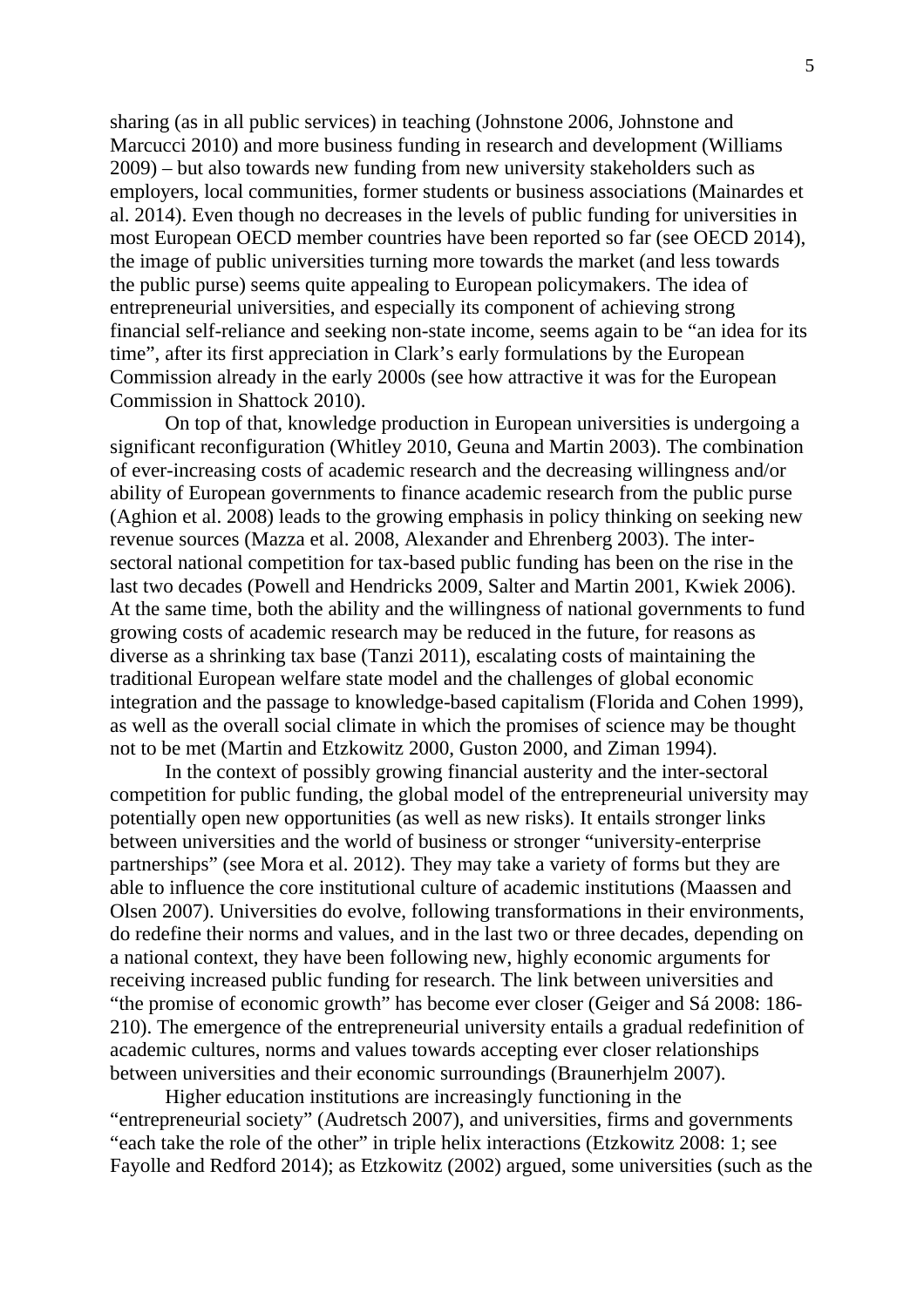sharing (as in all public services) in teaching (Johnstone 2006, Johnstone and Marcucci 2010) and more business funding in research and development (Williams 2009) – but also towards new funding from new university stakeholders such as employers, local communities, former students or business associations (Mainardes et al. 2014). Even though no decreases in the levels of public funding for universities in most European OECD member countries have been reported so far (see OECD 2014), the image of public universities turning more towards the market (and less towards the public purse) seems quite appealing to European policymakers. The idea of entrepreneurial universities, and especially its component of achieving strong financial self-reliance and seeking non-state income, seems again to be "an idea for its time", after its first appreciation in Clark's early formulations by the European Commission already in the early 2000s (see how attractive it was for the European Commission in Shattock 2010).

On top of that, knowledge production in European universities is undergoing a significant reconfiguration (Whitley 2010, Geuna and Martin 2003). The combination of ever-increasing costs of academic research and the decreasing willingness and/or ability of European governments to finance academic research from the public purse (Aghion et al. 2008) leads to the growing emphasis in policy thinking on seeking new revenue sources (Mazza et al. 2008, Alexander and Ehrenberg 2003). The inter-sectoral national competition for tax-based public funding has been on the rise in the last two decades (Powell and Hendricks 2009, Salter and Martin 2001, Kwiek 2006). At the same time, both the ability and the willingness of national governments to fund growing costs of academic research may be reduced in the future, for reasons as diverse as a shrinking tax base (Tanzi 2011), escalating costs of maintaining the traditional European welfare state model and the challenges of global economic integration and the passage to knowledge-based capitalism (Florida and Cohen 1999), as well as the overall social climate in which the promises of science may be thought not to be met (Martin and Etzkowitz 2000, Guston 2000, and Ziman 1994).

In the context of possibly growing financial austerity and the inter-sectoral competition for public funding, the global model of the entrepreneurial university may potentially open new opportunities (as well as new risks). It entails stronger links between universities and the world of business or stronger "university-enterprise partnerships" (see Mora et al. 2012). They may take a variety of forms but they are able to influence the core institutional culture of academic institutions (Maassen and Olsen 2007). Universities do evolve, following transformations in their environments, do redefine their norms and values, and in the last two or three decades, depending on a national context, they have been following new, highly economic arguments for receiving increased public funding for research. The link between universities and "the promise of economic growth" has become ever closer (Geiger and Sá 2008: 186-210). The emergence of the entrepreneurial university entails a gradual redefinition of academic cultures, norms and values towards accepting ever closer relationships between universities and their economic surroundings (Braunerhjelm 2007).

Higher education institutions are increasingly functioning in the "entrepreneurial society" (Audretsch 2007), and universities, firms and governments "each take the role of the other" in triple helix interactions (Etzkowitz 2008: 1; see Fayolle and Redford 2014); as Etzkowitz (2002) argued, some universities (such as the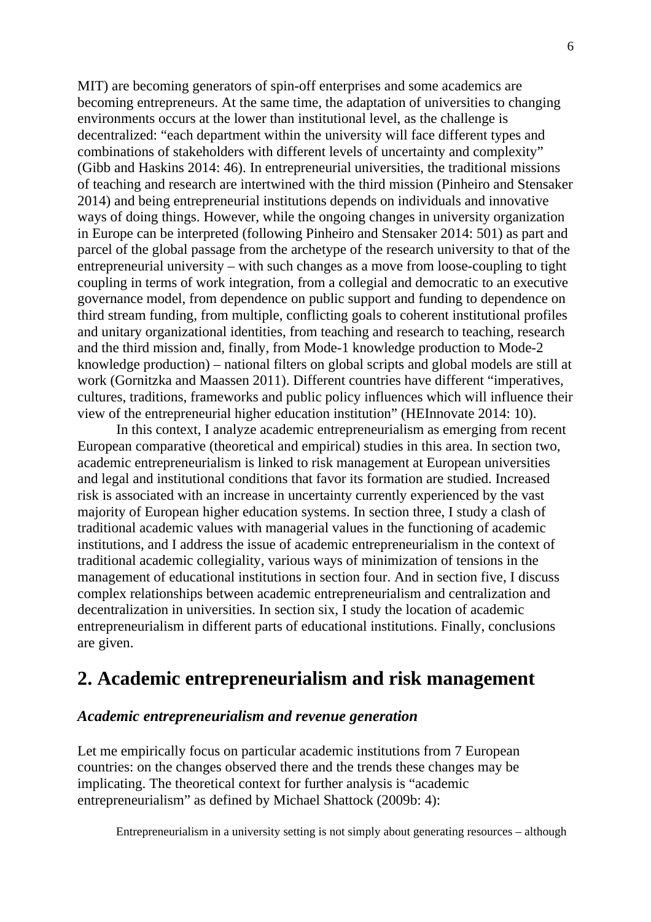MIT) are becoming generators of spin-off enterprises and some academics are becoming entrepreneurs. At the same time, the adaptation of universities to changing environments occurs at the lower than institutional level, as the challenge is decentralized: "each department within the university will face different types and combinations of stakeholders with different levels of uncertainty and complexity" (Gibb and Haskins 2014: 46). In entrepreneurial universities, the traditional missions of teaching and research are intertwined with the third mission (Pinheiro and Stensaker 2014) and being entrepreneurial institutions depends on individuals and innovative ways of doing things. However, while the ongoing changes in university organization in Europe can be interpreted (following Pinheiro and Stensaker 2014: 501) as part and parcel of the global passage from the archetype of the research university to that of the entrepreneurial university – with such changes as a move from loose-coupling to tight coupling in terms of work integration, from a collegial and democratic to an executive governance model, from dependence on public support and funding to dependence on third stream funding, from multiple, conflicting goals to coherent institutional profiles and unitary organizational identities, from teaching and research to teaching, research and the third mission and, finally, from Mode-1 knowledge production to Mode-2 knowledge production) – national filters on global scripts and global models are still at work (Gornitzka and Maassen 2011). Different countries have different "imperatives, cultures, traditions, frameworks and public policy influences which will influence their view of the entrepreneurial higher education institution" (HEInnovate 2014: 10).

In this context, I analyze academic entrepreneurialism as emerging from recent European comparative (theoretical and empirical) studies in this area. In section two, academic entrepreneurialism is linked to risk management at European universities and legal and institutional conditions that favor its formation are studied. Increased risk is associated with an increase in uncertainty currently experienced by the vast majority of European higher education systems. In section three, I study a clash of traditional academic values with managerial values in the functioning of academic institutions, and I address the issue of academic entrepreneurialism in the context of traditional academic collegiality, various ways of minimization of tensions in the management of educational institutions in section four. And in section five, I discuss complex relationships between academic entrepreneurialism and centralization and decentralization in universities. In section six, I study the location of academic entrepreneurialism in different parts of educational institutions. Finally, conclusions are given.

## 2. Academic entrepreneurialism and risk management

### *Academic entrepreneurialism and revenue generation*

Let me empirically focus on particular academic institutions from 7 European countries: on the changes observed there and the trends these changes may be implicating. The theoretical context for further analysis is "academic entrepreneurialism" as defined by Michael Shattock (2009b: 4):

> Entrepreneurialism in a university setting is not simply about generating resources – although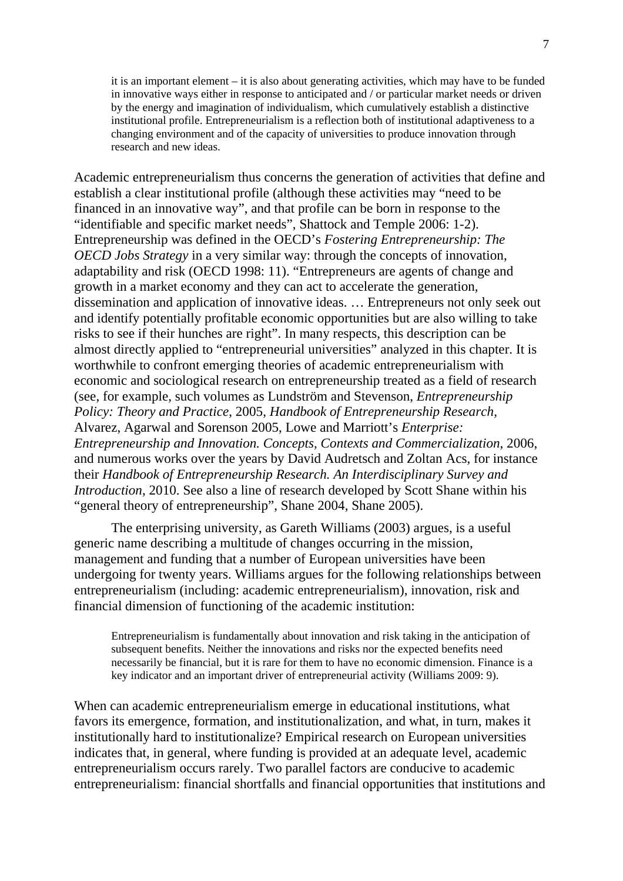> it is an important element – it is also about generating activities, which may have to be funded in innovative ways either in response to anticipated and / or particular market needs or driven by the energy and imagination of individualism, which cumulatively establish a distinctive institutional profile. Entrepreneurialism is a reflection both of institutional adaptiveness to a changing environment and of the capacity of universities to produce innovation through research and new ideas.

Academic entrepreneurialism thus concerns the generation of activities that define and establish a clear institutional profile (although these activities may "need to be financed in an innovative way", and that profile can be born in response to the "identifiable and specific market needs", Shattock and Temple 2006: 1-2). Entrepreneurship was defined in the OECD's *Fostering Entrepreneurship: The OECD Jobs Strategy* in a very similar way: through the concepts of innovation, adaptability and risk (OECD 1998: 11). "Entrepreneurs are agents of change and growth in a market economy and they can act to accelerate the generation, dissemination and application of innovative ideas. … Entrepreneurs not only seek out and identify potentially profitable economic opportunities but are also willing to take risks to see if their hunches are right". In many respects, this description can be almost directly applied to "entrepreneurial universities" analyzed in this chapter. It is worthwhile to confront emerging theories of academic entrepreneurialism with economic and sociological research on entrepreneurship treated as a field of research (see, for example, such volumes as Lundström and Stevenson, *Entrepreneurship Policy: Theory and Practice*, 2005, *Handbook of Entrepreneurship Research*, Alvarez, Agarwal and Sorenson 2005, Lowe and Marriott's *Enterprise: Entrepreneurship and Innovation. Concepts, Contexts and Commercialization*, 2006, and numerous works over the years by David Audretsch and Zoltan Acs, for instance their *Handbook of Entrepreneurship Research. An Interdisciplinary Survey and Introduction*, 2010. See also a line of research developed by Scott Shane within his "general theory of entrepreneurship", Shane 2004, Shane 2005).

The enterprising university, as Gareth Williams (2003) argues, is a useful generic name describing a multitude of changes occurring in the mission, management and funding that a number of European universities have been undergoing for twenty years. Williams argues for the following relationships between entrepreneurialism (including: academic entrepreneurialism), innovation, risk and financial dimension of functioning of the academic institution:

> Entrepreneurialism is fundamentally about innovation and risk taking in the anticipation of subsequent benefits. Neither the innovations and risks nor the expected benefits need necessarily be financial, but it is rare for them to have no economic dimension. Finance is a key indicator and an important driver of entrepreneurial activity (Williams 2009: 9).

When can academic entrepreneurialism emerge in educational institutions, what favors its emergence, formation, and institutionalization, and what, in turn, makes it institutionally hard to institutionalize? Empirical research on European universities indicates that, in general, where funding is provided at an adequate level, academic entrepreneurialism occurs rarely. Two parallel factors are conducive to academic entrepreneurialism: financial shortfalls and financial opportunities that institutions and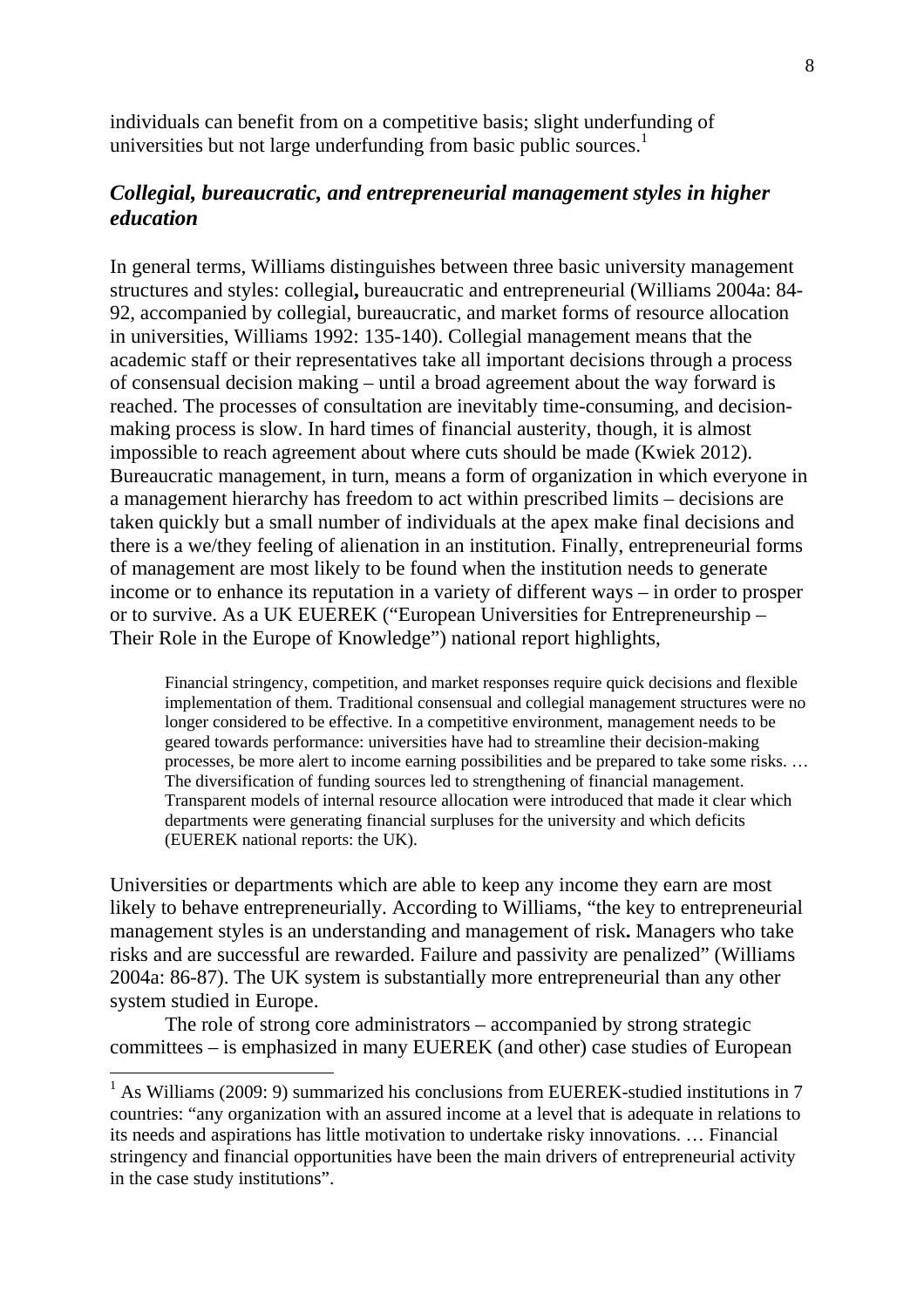individuals can benefit from on a competitive basis; slight underfunding of universities but not large underfunding from basic public sources.[1]

### *Collegial, bureaucratic, and entrepreneurial management styles in higher education*

In general terms, Williams distinguishes between three basic university management structures and styles: collegial**,** bureaucratic and entrepreneurial (Williams 2004a: 84-92, accompanied by collegial, bureaucratic, and market forms of resource allocation in universities, Williams 1992: 135-140). Collegial management means that the academic staff or their representatives take all important decisions through a process of consensual decision making – until a broad agreement about the way forward is reached. The processes of consultation are inevitably time-consuming, and decision-making process is slow. In hard times of financial austerity, though, it is almost impossible to reach agreement about where cuts should be made (Kwiek 2012). Bureaucratic management, in turn, means a form of organization in which everyone in a management hierarchy has freedom to act within prescribed limits – decisions are taken quickly but a small number of individuals at the apex make final decisions and there is a we/they feeling of alienation in an institution. Finally, entrepreneurial forms of management are most likely to be found when the institution needs to generate income or to enhance its reputation in a variety of different ways – in order to prosper or to survive. As a UK EUEREK ("European Universities for Entrepreneurship – Their Role in the Europe of Knowledge") national report highlights,

> Financial stringency, competition, and market responses require quick decisions and flexible implementation of them. Traditional consensual and collegial management structures were no longer considered to be effective. In a competitive environment, management needs to be geared towards performance: universities have had to streamline their decision-making processes, be more alert to income earning possibilities and be prepared to take some risks. … The diversification of funding sources led to strengthening of financial management. Transparent models of internal resource allocation were introduced that made it clear which departments were generating financial surpluses for the university and which deficits (EUEREK national reports: the UK).

Universities or departments which are able to keep any income they earn are most likely to behave entrepreneurially. According to Williams, "the key to entrepreneurial management styles is an understanding and management of risk**.** Managers who take risks and are successful are rewarded. Failure and passivity are penalized" (Williams 2004a: 86-87). The UK system is substantially more entrepreneurial than any other system studied in Europe.

The role of strong core administrators – accompanied by strong strategic committees – is emphasized in many EUEREK (and other) case studies of European

---

[1] As Williams (2009: 9) summarized his conclusions from EUEREK-studied institutions in 7 countries: "any organization with an assured income at a level that is adequate in relations to its needs and aspirations has little motivation to undertake risky innovations. … Financial stringency and financial opportunities have been the main drivers of entrepreneurial activity in the case study institutions".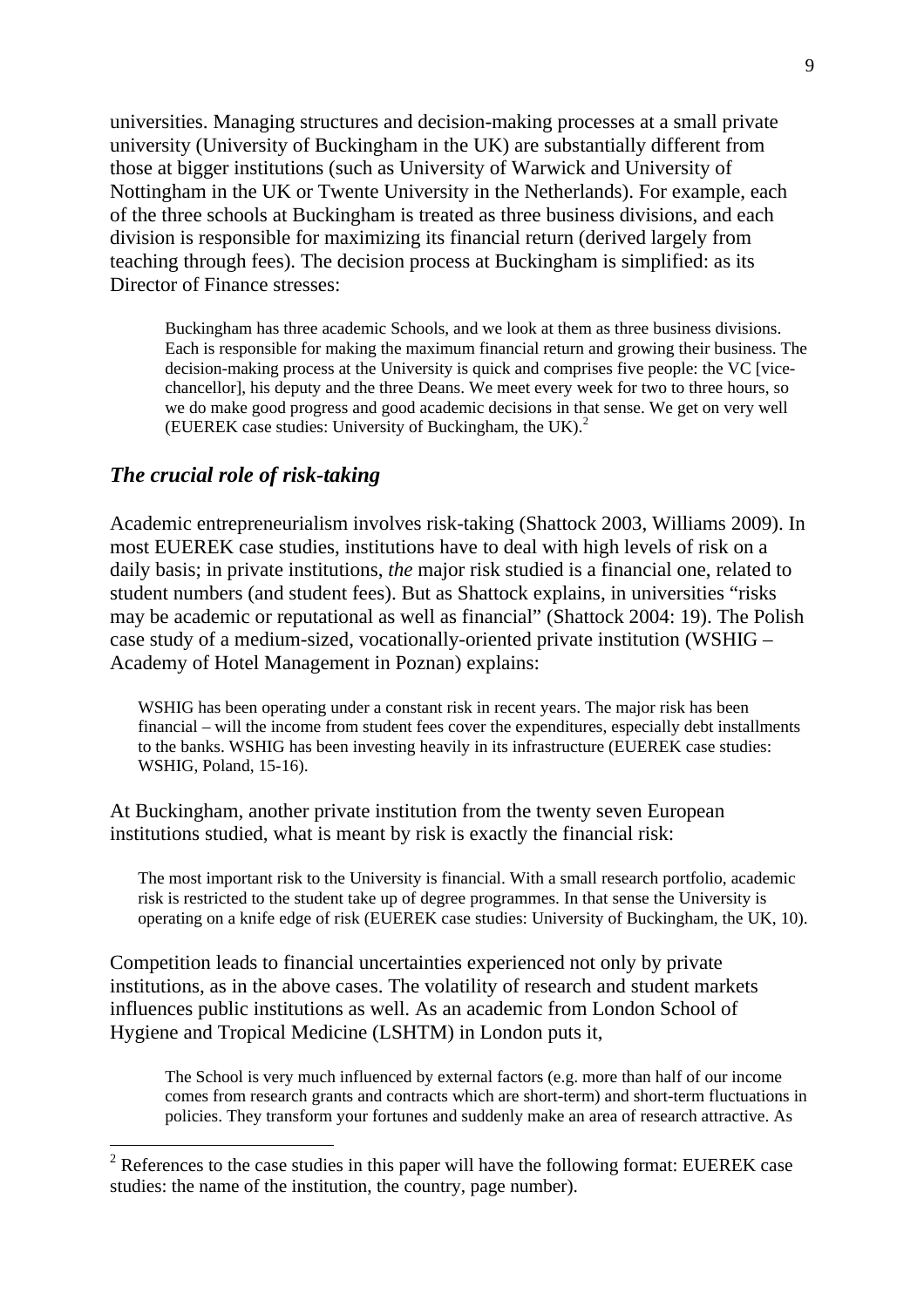universities. Managing structures and decision-making processes at a small private university (University of Buckingham in the UK) are substantially different from those at bigger institutions (such as University of Warwick and University of Nottingham in the UK or Twente University in the Netherlands). For example, each of the three schools at Buckingham is treated as three business divisions, and each division is responsible for maximizing its financial return (derived largely from teaching through fees). The decision process at Buckingham is simplified: as its Director of Finance stresses:

> Buckingham has three academic Schools, and we look at them as three business divisions. Each is responsible for making the maximum financial return and growing their business. The decision-making process at the University is quick and comprises five people: the VC [vice-chancellor], his deputy and the three Deans. We meet every week for two to three hours, so we do make good progress and good academic decisions in that sense. We get on very well (EUEREK case studies: University of Buckingham, the UK).[2]

### *The crucial role of risk-taking*

Academic entrepreneurialism involves risk-taking (Shattock 2003, Williams 2009). In most EUEREK case studies, institutions have to deal with high levels of risk on a daily basis; in private institutions, *the* major risk studied is a financial one, related to student numbers (and student fees). But as Shattock explains, in universities "risks may be academic or reputational as well as financial" (Shattock 2004: 19). The Polish case study of a medium-sized, vocationally-oriented private institution (WSHIG – Academy of Hotel Management in Poznan) explains:

> WSHIG has been operating under a constant risk in recent years. The major risk has been financial – will the income from student fees cover the expenditures, especially debt installments to the banks. WSHIG has been investing heavily in its infrastructure (EUEREK case studies: WSHIG, Poland, 15-16).

At Buckingham, another private institution from the twenty seven European institutions studied, what is meant by risk is exactly the financial risk:

> The most important risk to the University is financial. With a small research portfolio, academic risk is restricted to the student take up of degree programmes. In that sense the University is operating on a knife edge of risk (EUEREK case studies: University of Buckingham, the UK, 10).

Competition leads to financial uncertainties experienced not only by private institutions, as in the above cases. The volatility of research and student markets influences public institutions as well. As an academic from London School of Hygiene and Tropical Medicine (LSHTM) in London puts it,

> The School is very much influenced by external factors (e.g. more than half of our income comes from research grants and contracts which are short-term) and short-term fluctuations in policies. They transform your fortunes and suddenly make an area of research attractive. As

[2] References to the case studies in this paper will have the following format: EUEREK case studies: the name of the institution, the country, page number).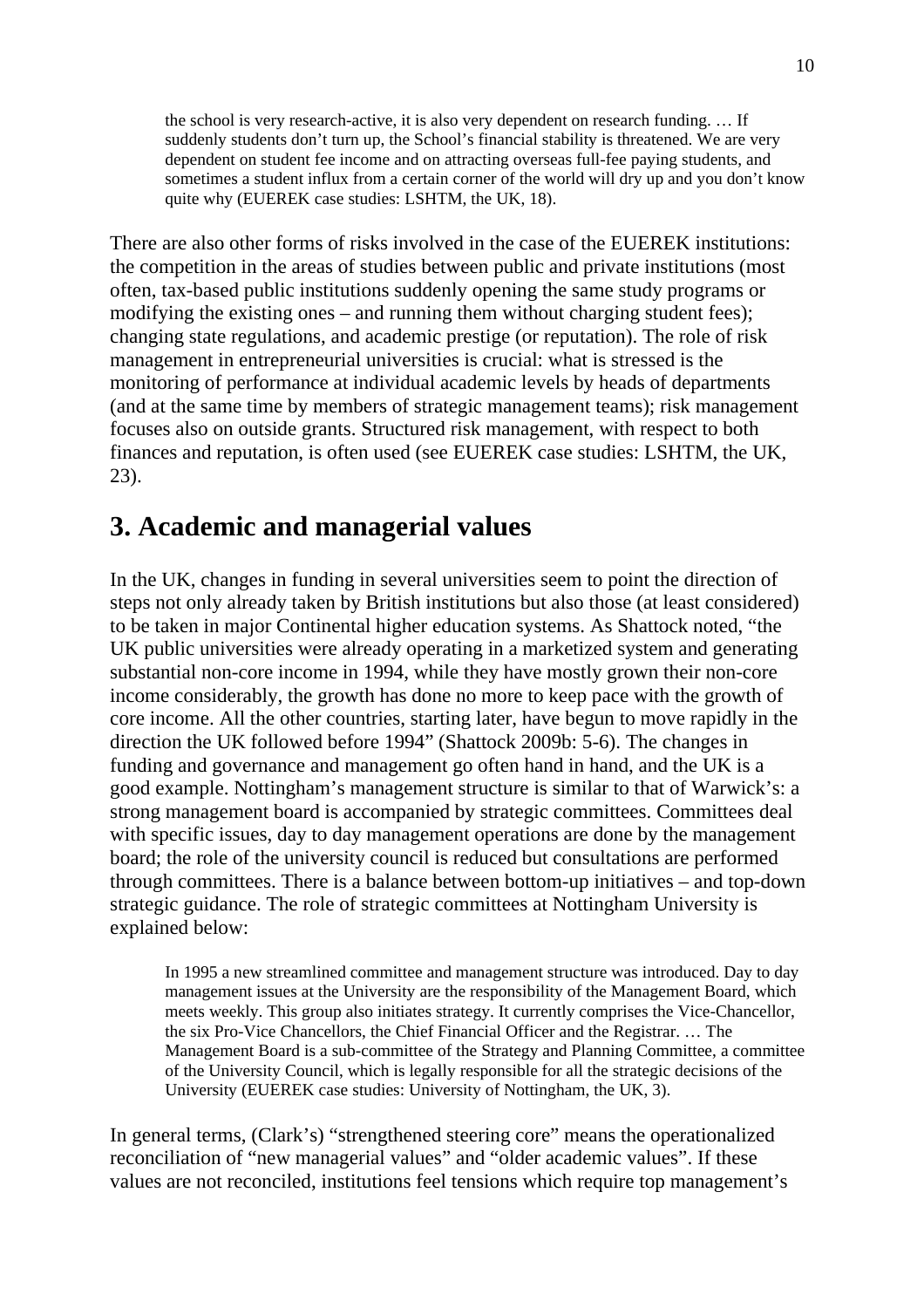> the school is very research-active, it is also very dependent on research funding. … If suddenly students don't turn up, the School's financial stability is threatened. We are very dependent on student fee income and on attracting overseas full-fee paying students, and sometimes a student influx from a certain corner of the world will dry up and you don't know quite why (EUEREK case studies: LSHTM, the UK, 18).

There are also other forms of risks involved in the case of the EUEREK institutions: the competition in the areas of studies between public and private institutions (most often, tax-based public institutions suddenly opening the same study programs or modifying the existing ones – and running them without charging student fees); changing state regulations, and academic prestige (or reputation). The role of risk management in entrepreneurial universities is crucial: what is stressed is the monitoring of performance at individual academic levels by heads of departments (and at the same time by members of strategic management teams); risk management focuses also on outside grants. Structured risk management, with respect to both finances and reputation, is often used (see EUEREK case studies: LSHTM, the UK, 23).

## 3. Academic and managerial values

In the UK, changes in funding in several universities seem to point the direction of steps not only already taken by British institutions but also those (at least considered) to be taken in major Continental higher education systems. As Shattock noted, "the UK public universities were already operating in a marketized system and generating substantial non-core income in 1994, while they have mostly grown their non-core income considerably, the growth has done no more to keep pace with the growth of core income. All the other countries, starting later, have begun to move rapidly in the direction the UK followed before 1994" (Shattock 2009b: 5-6). The changes in funding and governance and management go often hand in hand, and the UK is a good example. Nottingham's management structure is similar to that of Warwick's: a strong management board is accompanied by strategic committees. Committees deal with specific issues, day to day management operations are done by the management board; the role of the university council is reduced but consultations are performed through committees. There is a balance between bottom-up initiatives – and top-down strategic guidance. The role of strategic committees at Nottingham University is explained below:

> In 1995 a new streamlined committee and management structure was introduced. Day to day management issues at the University are the responsibility of the Management Board, which meets weekly. This group also initiates strategy. It currently comprises the Vice-Chancellor, the six Pro-Vice Chancellors, the Chief Financial Officer and the Registrar. … The Management Board is a sub-committee of the Strategy and Planning Committee, a committee of the University Council, which is legally responsible for all the strategic decisions of the University (EUEREK case studies: University of Nottingham, the UK, 3).

In general terms, (Clark's) "strengthened steering core" means the operationalized reconciliation of "new managerial values" and "older academic values". If these values are not reconciled, institutions feel tensions which require top management's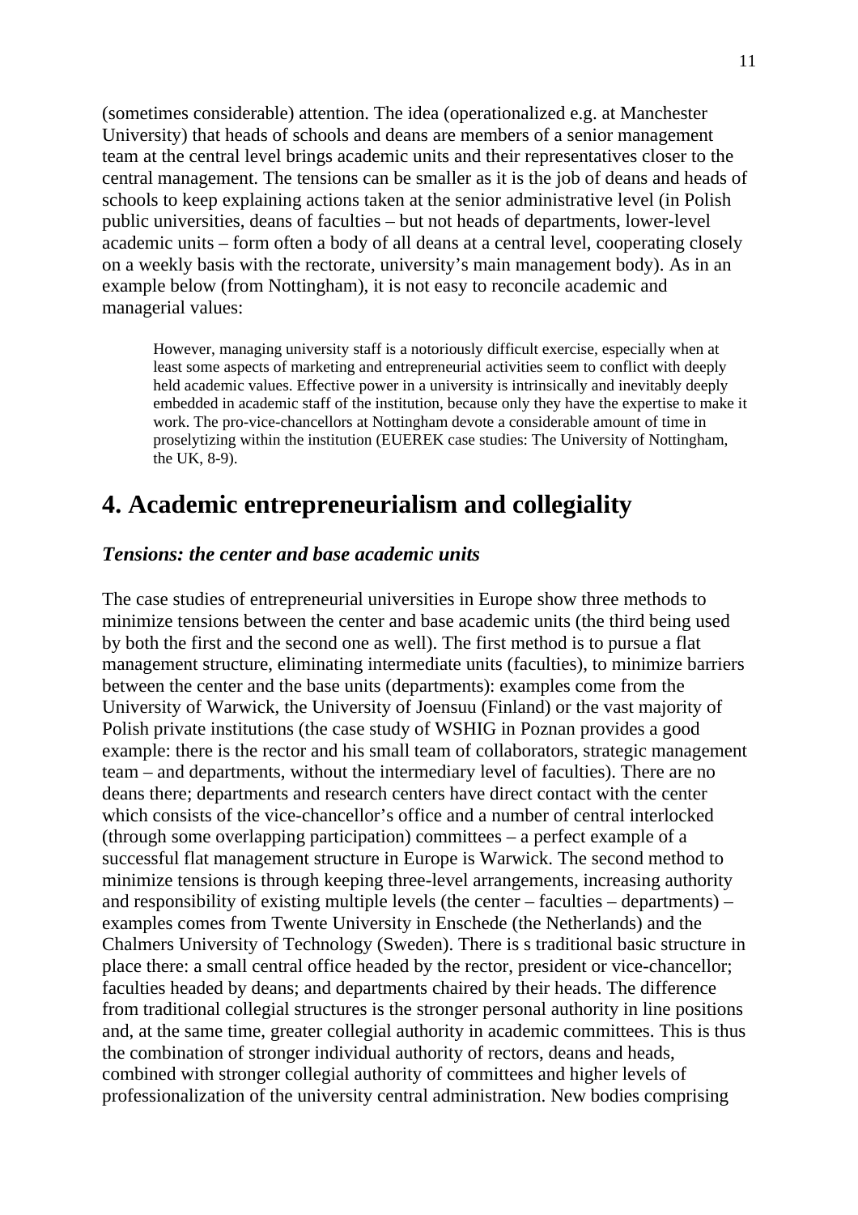(sometimes considerable) attention. The idea (operationalized e.g. at Manchester University) that heads of schools and deans are members of a senior management team at the central level brings academic units and their representatives closer to the central management. The tensions can be smaller as it is the job of deans and heads of schools to keep explaining actions taken at the senior administrative level (in Polish public universities, deans of faculties – but not heads of departments, lower-level academic units – form often a body of all deans at a central level, cooperating closely on a weekly basis with the rectorate, university's main management body). As in an example below (from Nottingham), it is not easy to reconcile academic and managerial values:

> However, managing university staff is a notoriously difficult exercise, especially when at least some aspects of marketing and entrepreneurial activities seem to conflict with deeply held academic values. Effective power in a university is intrinsically and inevitably deeply embedded in academic staff of the institution, because only they have the expertise to make it work. The pro-vice-chancellors at Nottingham devote a considerable amount of time in proselytizing within the institution (EUEREK case studies: The University of Nottingham, the UK, 8-9).

# 4. Academic entrepreneurialism and collegiality

### *Tensions: the center and base academic units*

The case studies of entrepreneurial universities in Europe show three methods to minimize tensions between the center and base academic units (the third being used by both the first and the second one as well). The first method is to pursue a flat management structure, eliminating intermediate units (faculties), to minimize barriers between the center and the base units (departments): examples come from the University of Warwick, the University of Joensuu (Finland) or the vast majority of Polish private institutions (the case study of WSHIG in Poznan provides a good example: there is the rector and his small team of collaborators, strategic management team – and departments, without the intermediary level of faculties). There are no deans there; departments and research centers have direct contact with the center which consists of the vice-chancellor's office and a number of central interlocked (through some overlapping participation) committees – a perfect example of a successful flat management structure in Europe is Warwick. The second method to minimize tensions is through keeping three-level arrangements, increasing authority and responsibility of existing multiple levels (the center – faculties – departments) – examples comes from Twente University in Enschede (the Netherlands) and the Chalmers University of Technology (Sweden). There is s traditional basic structure in place there: a small central office headed by the rector, president or vice-chancellor; faculties headed by deans; and departments chaired by their heads. The difference from traditional collegial structures is the stronger personal authority in line positions and, at the same time, greater collegial authority in academic committees. This is thus the combination of stronger individual authority of rectors, deans and heads, combined with stronger collegial authority of committees and higher levels of professionalization of the university central administration. New bodies comprising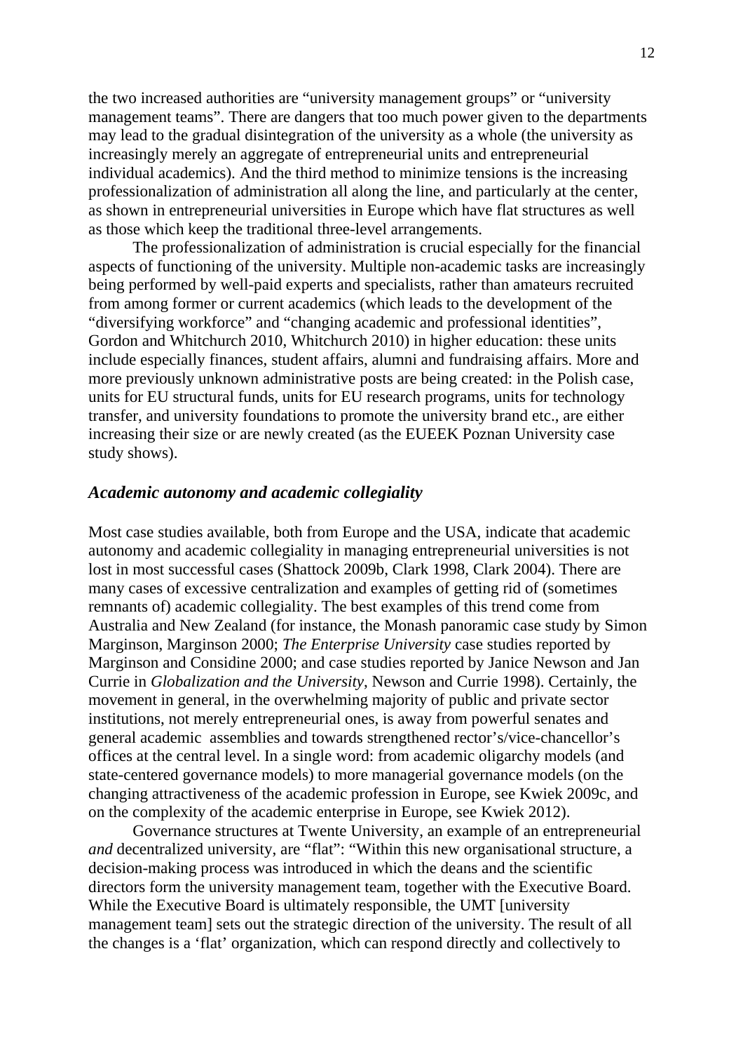the two increased authorities are “university management groups” or “university management teams”. There are dangers that too much power given to the departments may lead to the gradual disintegration of the university as a whole (the university as increasingly merely an aggregate of entrepreneurial units and entrepreneurial individual academics). And the third method to minimize tensions is the increasing professionalization of administration all along the line, and particularly at the center, as shown in entrepreneurial universities in Europe which have flat structures as well as those which keep the traditional three-level arrangements.

The professionalization of administration is crucial especially for the financial aspects of functioning of the university. Multiple non-academic tasks are increasingly being performed by well-paid experts and specialists, rather than amateurs recruited from among former or current academics (which leads to the development of the “diversifying workforce” and “changing academic and professional identities”, Gordon and Whitchurch 2010, Whitchurch 2010) in higher education: these units include especially finances, student affairs, alumni and fundraising affairs. More and more previously unknown administrative posts are being created: in the Polish case, units for EU structural funds, units for EU research programs, units for technology transfer, and university foundations to promote the university brand etc., are either increasing their size or are newly created (as the EUEEK Poznan University case study shows).

### *Academic autonomy and academic collegiality*

Most case studies available, both from Europe and the USA, indicate that academic autonomy and academic collegiality in managing entrepreneurial universities is not lost in most successful cases (Shattock 2009b, Clark 1998, Clark 2004). There are many cases of excessive centralization and examples of getting rid of (sometimes remnants of) academic collegiality. The best examples of this trend come from Australia and New Zealand (for instance, the Monash panoramic case study by Simon Marginson, Marginson 2000; *The Enterprise University* case studies reported by Marginson and Considine 2000; and case studies reported by Janice Newson and Jan Currie in *Globalization and the University*, Newson and Currie 1998). Certainly, the movement in general, in the overwhelming majority of public and private sector institutions, not merely entrepreneurial ones, is away from powerful senates and general academic assemblies and towards strengthened rector’s/vice-chancellor’s offices at the central level. In a single word: from academic oligarchy models (and state-centered governance models) to more managerial governance models (on the changing attractiveness of the academic profession in Europe, see Kwiek 2009c, and on the complexity of the academic enterprise in Europe, see Kwiek 2012).

Governance structures at Twente University, an example of an entrepreneurial *and* decentralized university, are “flat”: “Within this new organisational structure, a decision-making process was introduced in which the deans and the scientific directors form the university management team, together with the Executive Board. While the Executive Board is ultimately responsible, the UMT [university management team] sets out the strategic direction of the university. The result of all the changes is a ‘flat’ organization, which can respond directly and collectively to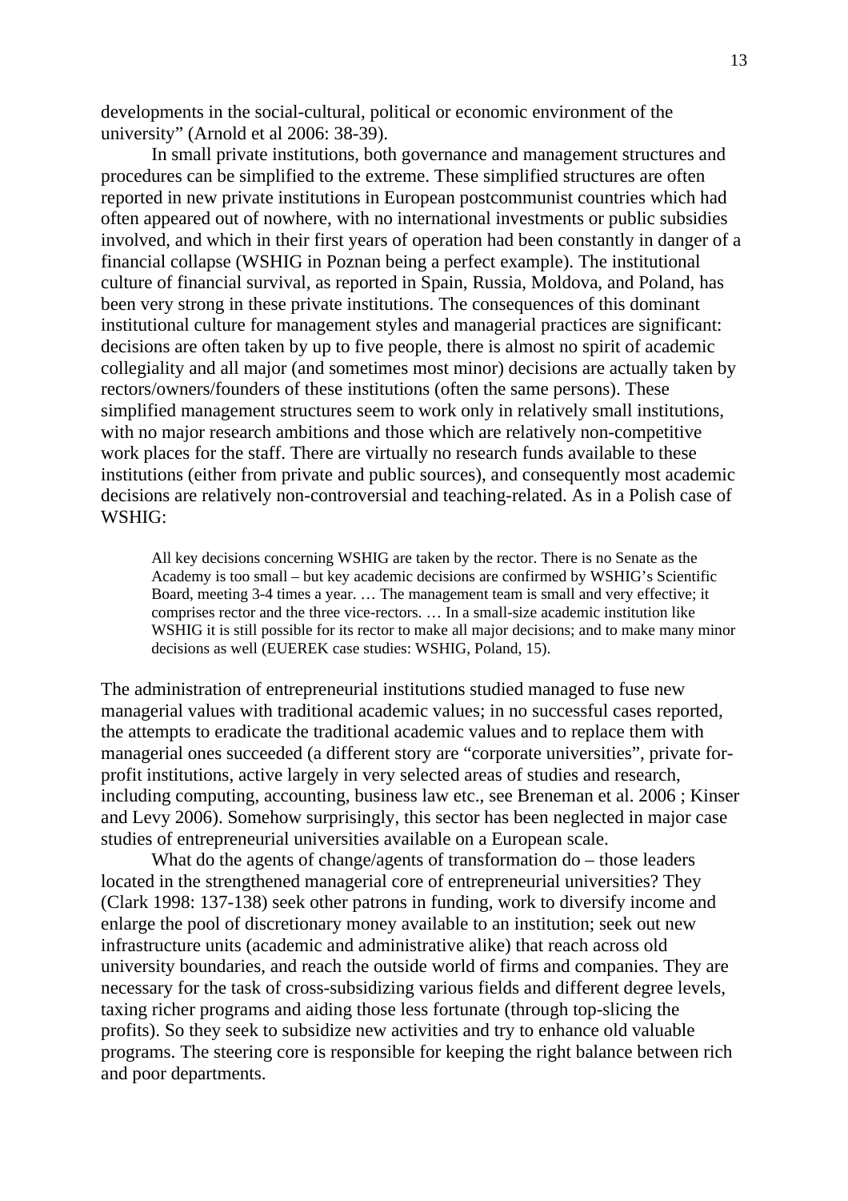developments in the social-cultural, political or economic environment of the university" (Arnold et al 2006: 38-39).

In small private institutions, both governance and management structures and procedures can be simplified to the extreme. These simplified structures are often reported in new private institutions in European postcommunist countries which had often appeared out of nowhere, with no international investments or public subsidies involved, and which in their first years of operation had been constantly in danger of a financial collapse (WSHIG in Poznan being a perfect example). The institutional culture of financial survival, as reported in Spain, Russia, Moldova, and Poland, has been very strong in these private institutions. The consequences of this dominant institutional culture for management styles and managerial practices are significant: decisions are often taken by up to five people, there is almost no spirit of academic collegiality and all major (and sometimes most minor) decisions are actually taken by rectors/owners/founders of these institutions (often the same persons). These simplified management structures seem to work only in relatively small institutions, with no major research ambitions and those which are relatively non-competitive work places for the staff. There are virtually no research funds available to these institutions (either from private and public sources), and consequently most academic decisions are relatively non-controversial and teaching-related. As in a Polish case of WSHIG:

> All key decisions concerning WSHIG are taken by the rector. There is no Senate as the Academy is too small – but key academic decisions are confirmed by WSHIG's Scientific Board, meeting 3-4 times a year. … The management team is small and very effective; it comprises rector and the three vice-rectors. … In a small-size academic institution like WSHIG it is still possible for its rector to make all major decisions; and to make many minor decisions as well (EUEREK case studies: WSHIG, Poland, 15).

The administration of entrepreneurial institutions studied managed to fuse new managerial values with traditional academic values; in no successful cases reported, the attempts to eradicate the traditional academic values and to replace them with managerial ones succeeded (a different story are "corporate universities", private for-profit institutions, active largely in very selected areas of studies and research, including computing, accounting, business law etc., see Breneman et al. 2006 ; Kinser and Levy 2006). Somehow surprisingly, this sector has been neglected in major case studies of entrepreneurial universities available on a European scale.

What do the agents of change/agents of transformation do – those leaders located in the strengthened managerial core of entrepreneurial universities? They (Clark 1998: 137-138) seek other patrons in funding, work to diversify income and enlarge the pool of discretionary money available to an institution; seek out new infrastructure units (academic and administrative alike) that reach across old university boundaries, and reach the outside world of firms and companies. They are necessary for the task of cross-subsidizing various fields and different degree levels, taxing richer programs and aiding those less fortunate (through top-slicing the profits). So they seek to subsidize new activities and try to enhance old valuable programs. The steering core is responsible for keeping the right balance between rich and poor departments.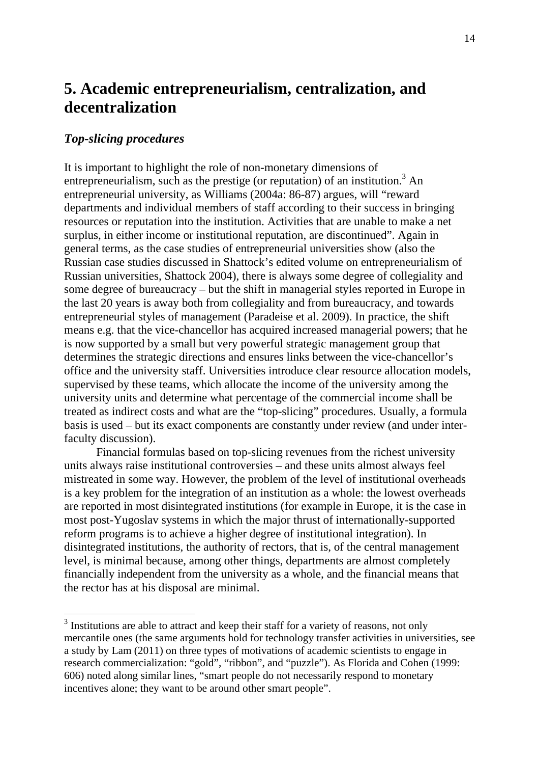## 5. Academic entrepreneurialism, centralization, and decentralization

### *Top-slicing procedures*

It is important to highlight the role of non-monetary dimensions of entrepreneurialism, such as the prestige (or reputation) of an institution.[3] An entrepreneurial university, as Williams (2004a: 86-87) argues, will "reward departments and individual members of staff according to their success in bringing resources or reputation into the institution. Activities that are unable to make a net surplus, in either income or institutional reputation, are discontinued". Again in general terms, as the case studies of entrepreneurial universities show (also the Russian case studies discussed in Shattock's edited volume on entrepreneurialism of Russian universities, Shattock 2004), there is always some degree of collegiality and some degree of bureaucracy – but the shift in managerial styles reported in Europe in the last 20 years is away both from collegiality and from bureaucracy, and towards entrepreneurial styles of management (Paradeise et al. 2009). In practice, the shift means e.g. that the vice-chancellor has acquired increased managerial powers; that he is now supported by a small but very powerful strategic management group that determines the strategic directions and ensures links between the vice-chancellor's office and the university staff. Universities introduce clear resource allocation models, supervised by these teams, which allocate the income of the university among the university units and determine what percentage of the commercial income shall be treated as indirect costs and what are the "top-slicing" procedures. Usually, a formula basis is used – but its exact components are constantly under review (and under inter-faculty discussion).

Financial formulas based on top-slicing revenues from the richest university units always raise institutional controversies – and these units almost always feel mistreated in some way. However, the problem of the level of institutional overheads is a key problem for the integration of an institution as a whole: the lowest overheads are reported in most disintegrated institutions (for example in Europe, it is the case in most post-Yugoslav systems in which the major thrust of internationally-supported reform programs is to achieve a higher degree of institutional integration). In disintegrated institutions, the authority of rectors, that is, of the central management level, is minimal because, among other things, departments are almost completely financially independent from the university as a whole, and the financial means that the rector has at his disposal are minimal.

---

[3] Institutions are able to attract and keep their staff for a variety of reasons, not only mercantile ones (the same arguments hold for technology transfer activities in universities, see a study by Lam (2011) on three types of motivations of academic scientists to engage in research commercialization: "gold", "ribbon", and "puzzle"). As Florida and Cohen (1999: 606) noted along similar lines, "smart people do not necessarily respond to monetary incentives alone; they want to be around other smart people".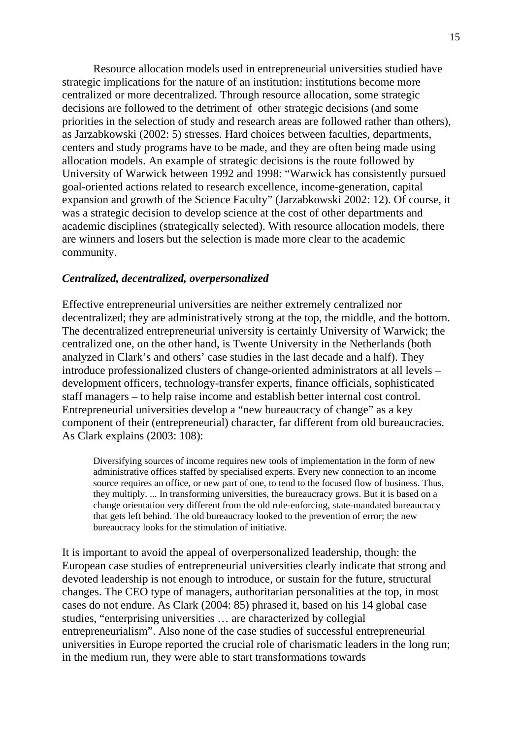Resource allocation models used in entrepreneurial universities studied have strategic implications for the nature of an institution: institutions become more centralized or more decentralized. Through resource allocation, some strategic decisions are followed to the detriment of  other strategic decisions (and some priorities in the selection of study and research areas are followed rather than others), as Jarzabkowski (2002: 5) stresses. Hard choices between faculties, departments, centers and study programs have to be made, and they are often being made using allocation models. An example of strategic decisions is the route followed by University of Warwick between 1992 and 1998: "Warwick has consistently pursued goal-oriented actions related to research excellence, income-generation, capital expansion and growth of the Science Faculty" (Jarzabkowski 2002: 12). Of course, it was a strategic decision to develop science at the cost of other departments and academic disciplines (strategically selected). With resource allocation models, there are winners and losers but the selection is made more clear to the academic community.

### *Centralized, decentralized, overpersonalized*

Effective entrepreneurial universities are neither extremely centralized nor decentralized; they are administratively strong at the top, the middle, and the bottom. The decentralized entrepreneurial university is certainly University of Warwick; the centralized one, on the other hand, is Twente University in the Netherlands (both analyzed in Clark's and others' case studies in the last decade and a half). They introduce professionalized clusters of change-oriented administrators at all levels – development officers, technology-transfer experts, finance officials, sophisticated staff managers – to help raise income and establish better internal cost control. Entrepreneurial universities develop a "new bureaucracy of change" as a key component of their (entrepreneurial) character, far different from old bureaucracies. As Clark explains (2003: 108):

> Diversifying sources of income requires new tools of implementation in the form of new administrative offices staffed by specialised experts. Every new connection to an income source requires an office, or new part of one, to tend to the focused flow of business. Thus, they multiply. ... In transforming universities, the bureaucracy grows. But it is based on a change orientation very different from the old rule-enforcing, state-mandated bureaucracy that gets left behind. The old bureaucracy looked to the prevention of error; the new bureaucracy looks for the stimulation of initiative.

It is important to avoid the appeal of overpersonalized leadership, though: the European case studies of entrepreneurial universities clearly indicate that strong and devoted leadership is not enough to introduce, or sustain for the future, structural changes. The CEO type of managers, authoritarian personalities at the top, in most cases do not endure. As Clark (2004: 85) phrased it, based on his 14 global case studies, "enterprising universities … are characterized by collegial entrepreneurialism". Also none of the case studies of successful entrepreneurial universities in Europe reported the crucial role of charismatic leaders in the long run; in the medium run, they were able to start transformations towards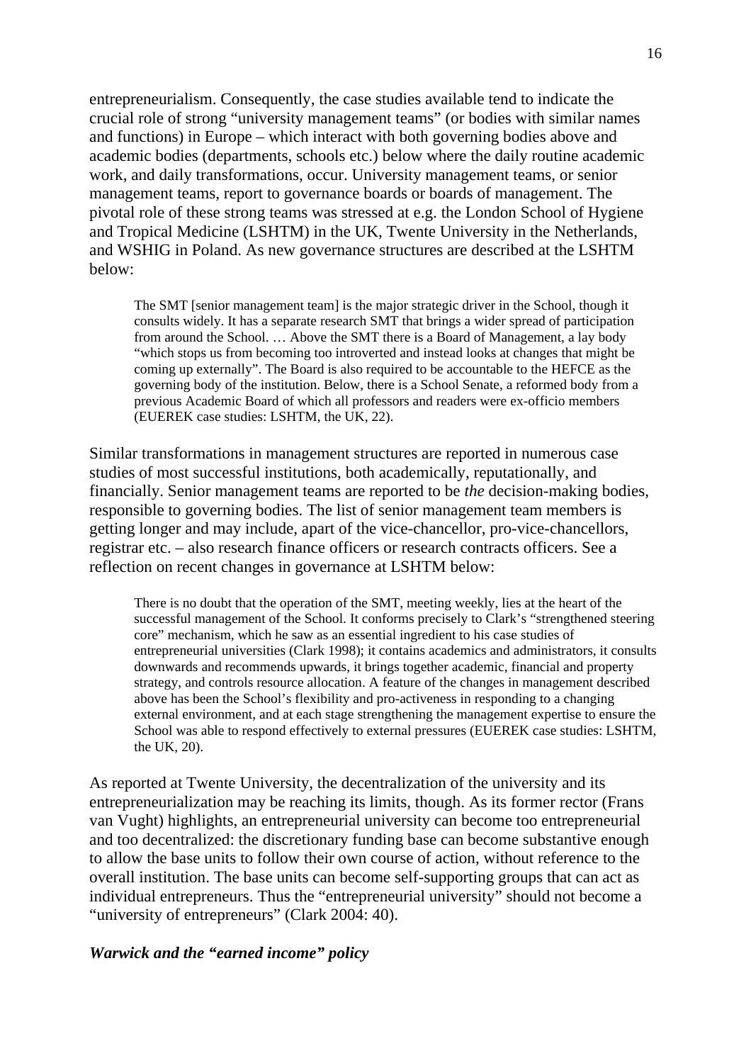entrepreneurialism. Consequently, the case studies available tend to indicate the crucial role of strong "university management teams" (or bodies with similar names and functions) in Europe – which interact with both governing bodies above and academic bodies (departments, schools etc.) below where the daily routine academic work, and daily transformations, occur. University management teams, or senior management teams, report to governance boards or boards of management. The pivotal role of these strong teams was stressed at e.g. the London School of Hygiene and Tropical Medicine (LSHTM) in the UK, Twente University in the Netherlands, and WSHIG in Poland. As new governance structures are described at the LSHTM below:

> The SMT [senior management team] is the major strategic driver in the School, though it consults widely. It has a separate research SMT that brings a wider spread of participation from around the School. … Above the SMT there is a Board of Management, a lay body "which stops us from becoming too introverted and instead looks at changes that might be coming up externally". The Board is also required to be accountable to the HEFCE as the governing body of the institution. Below, there is a School Senate, a reformed body from a previous Academic Board of which all professors and readers were ex-officio members (EUEREK case studies: LSHTM, the UK, 22).

Similar transformations in management structures are reported in numerous case studies of most successful institutions, both academically, reputationally, and financially. Senior management teams are reported to be *the* decision-making bodies, responsible to governing bodies. The list of senior management team members is getting longer and may include, apart of the vice-chancellor, pro-vice-chancellors, registrar etc. – also research finance officers or research contracts officers. See a reflection on recent changes in governance at LSHTM below:

> There is no doubt that the operation of the SMT, meeting weekly, lies at the heart of the successful management of the School. It conforms precisely to Clark's "strengthened steering core" mechanism, which he saw as an essential ingredient to his case studies of entrepreneurial universities (Clark 1998); it contains academics and administrators, it consults downwards and recommends upwards, it brings together academic, financial and property strategy, and controls resource allocation. A feature of the changes in management described above has been the School's flexibility and pro-activeness in responding to a changing external environment, and at each stage strengthening the management expertise to ensure the School was able to respond effectively to external pressures (EUEREK case studies: LSHTM, the UK, 20).

As reported at Twente University, the decentralization of the university and its entrepreneurialization may be reaching its limits, though. As its former rector (Frans van Vught) highlights, an entrepreneurial university can become too entrepreneurial and too decentralized: the discretionary funding base can become substantive enough to allow the base units to follow their own course of action, without reference to the overall institution. The base units can become self-supporting groups that can act as individual entrepreneurs. Thus the "entrepreneurial university" should not become a "university of entrepreneurs" (Clark 2004: 40).

***Warwick and the "earned income" policy***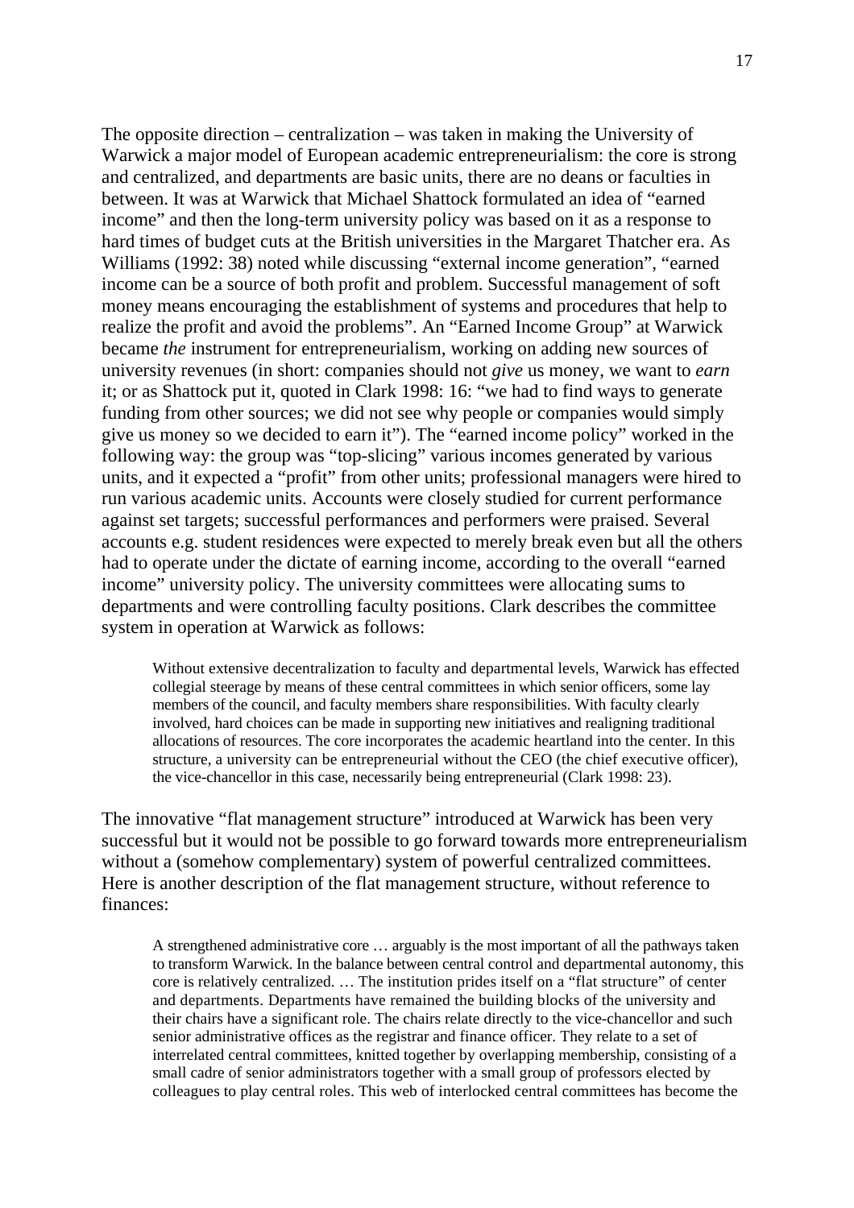The opposite direction – centralization – was taken in making the University of Warwick a major model of European academic entrepreneurialism: the core is strong and centralized, and departments are basic units, there are no deans or faculties in between. It was at Warwick that Michael Shattock formulated an idea of "earned income" and then the long-term university policy was based on it as a response to hard times of budget cuts at the British universities in the Margaret Thatcher era. As Williams (1992: 38) noted while discussing "external income generation", "earned income can be a source of both profit and problem. Successful management of soft money means encouraging the establishment of systems and procedures that help to realize the profit and avoid the problems". An "Earned Income Group" at Warwick became *the* instrument for entrepreneurialism, working on adding new sources of university revenues (in short: companies should not *give* us money, we want to *earn* it; or as Shattock put it, quoted in Clark 1998: 16: "we had to find ways to generate funding from other sources; we did not see why people or companies would simply give us money so we decided to earn it"). The "earned income policy" worked in the following way: the group was "top-slicing" various incomes generated by various units, and it expected a "profit" from other units; professional managers were hired to run various academic units. Accounts were closely studied for current performance against set targets; successful performances and performers were praised. Several accounts e.g. student residences were expected to merely break even but all the others had to operate under the dictate of earning income, according to the overall "earned income" university policy. The university committees were allocating sums to departments and were controlling faculty positions. Clark describes the committee system in operation at Warwick as follows:

> Without extensive decentralization to faculty and departmental levels, Warwick has effected collegial steerage by means of these central committees in which senior officers, some lay members of the council, and faculty members share responsibilities. With faculty clearly involved, hard choices can be made in supporting new initiatives and realigning traditional allocations of resources. The core incorporates the academic heartland into the center. In this structure, a university can be entrepreneurial without the CEO (the chief executive officer), the vice-chancellor in this case, necessarily being entrepreneurial (Clark 1998: 23).

The innovative "flat management structure" introduced at Warwick has been very successful but it would not be possible to go forward towards more entrepreneurialism without a (somehow complementary) system of powerful centralized committees. Here is another description of the flat management structure, without reference to finances:

> A strengthened administrative core … arguably is the most important of all the pathways taken to transform Warwick. In the balance between central control and departmental autonomy, this core is relatively centralized. … The institution prides itself on a "flat structure" of center and departments. Departments have remained the building blocks of the university and their chairs have a significant role. The chairs relate directly to the vice-chancellor and such senior administrative offices as the registrar and finance officer. They relate to a set of interrelated central committees, knitted together by overlapping membership, consisting of a small cadre of senior administrators together with a small group of professors elected by colleagues to play central roles. This web of interlocked central committees has become the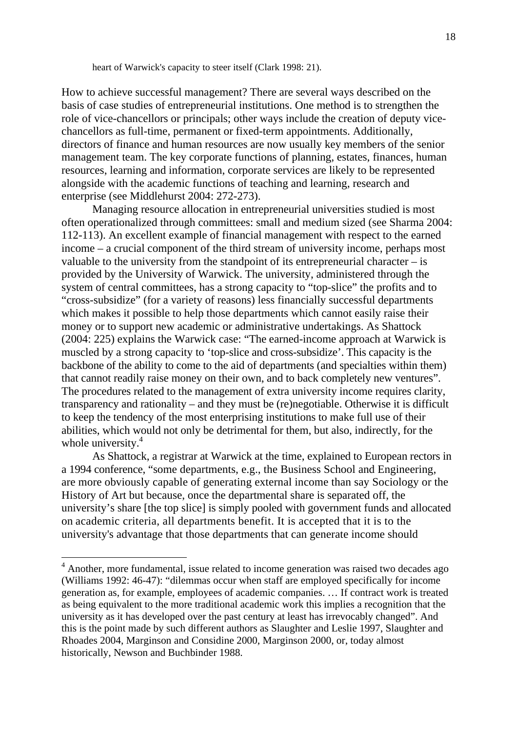heart of Warwick's capacity to steer itself (Clark 1998: 21).

How to achieve successful management? There are several ways described on the basis of case studies of entrepreneurial institutions. One method is to strengthen the role of vice-chancellors or principals; other ways include the creation of deputy vice-chancellors as full-time, permanent or fixed-term appointments. Additionally, directors of finance and human resources are now usually key members of the senior management team. The key corporate functions of planning, estates, finances, human resources, learning and information, corporate services are likely to be represented alongside with the academic functions of teaching and learning, research and enterprise (see Middlehurst 2004: 272-273).

Managing resource allocation in entrepreneurial universities studied is most often operationalized through committees: small and medium sized (see Sharma 2004: 112-113). An excellent example of financial management with respect to the earned income – a crucial component of the third stream of university income, perhaps most valuable to the university from the standpoint of its entrepreneurial character – is provided by the University of Warwick. The university, administered through the system of central committees, has a strong capacity to "top-slice" the profits and to "cross-subsidize" (for a variety of reasons) less financially successful departments which makes it possible to help those departments which cannot easily raise their money or to support new academic or administrative undertakings. As Shattock (2004: 225) explains the Warwick case: "The earned-income approach at Warwick is muscled by a strong capacity to 'top-slice and cross-subsidize'. This capacity is the backbone of the ability to come to the aid of departments (and specialties within them) that cannot readily raise money on their own, and to back completely new ventures". The procedures related to the management of extra university income requires clarity, transparency and rationality – and they must be (re)negotiable. Otherwise it is difficult to keep the tendency of the most enterprising institutions to make full use of their abilities, which would not only be detrimental for them, but also, indirectly, for the whole university.[4]

As Shattock, a registrar at Warwick at the time, explained to European rectors in a 1994 conference, "some departments, e.g., the Business School and Engineering, are more obviously capable of generating external income than say Sociology or the History of Art but because, once the departmental share is separated off, the university's share [the top slice] is simply pooled with government funds and allocated on academic criteria, all departments benefit. It is accepted that it is to the university's advantage that those departments that can generate income should

[4] Another, more fundamental, issue related to income generation was raised two decades ago (Williams 1992: 46-47): "dilemmas occur when staff are employed specifically for income generation as, for example, employees of academic companies. … If contract work is treated as being equivalent to the more traditional academic work this implies a recognition that the university as it has developed over the past century at least has irrevocably changed". And this is the point made by such different authors as Slaughter and Leslie 1997, Slaughter and Rhoades 2004, Marginson and Considine 2000, Marginson 2000, or, today almost historically, Newson and Buchbinder 1988.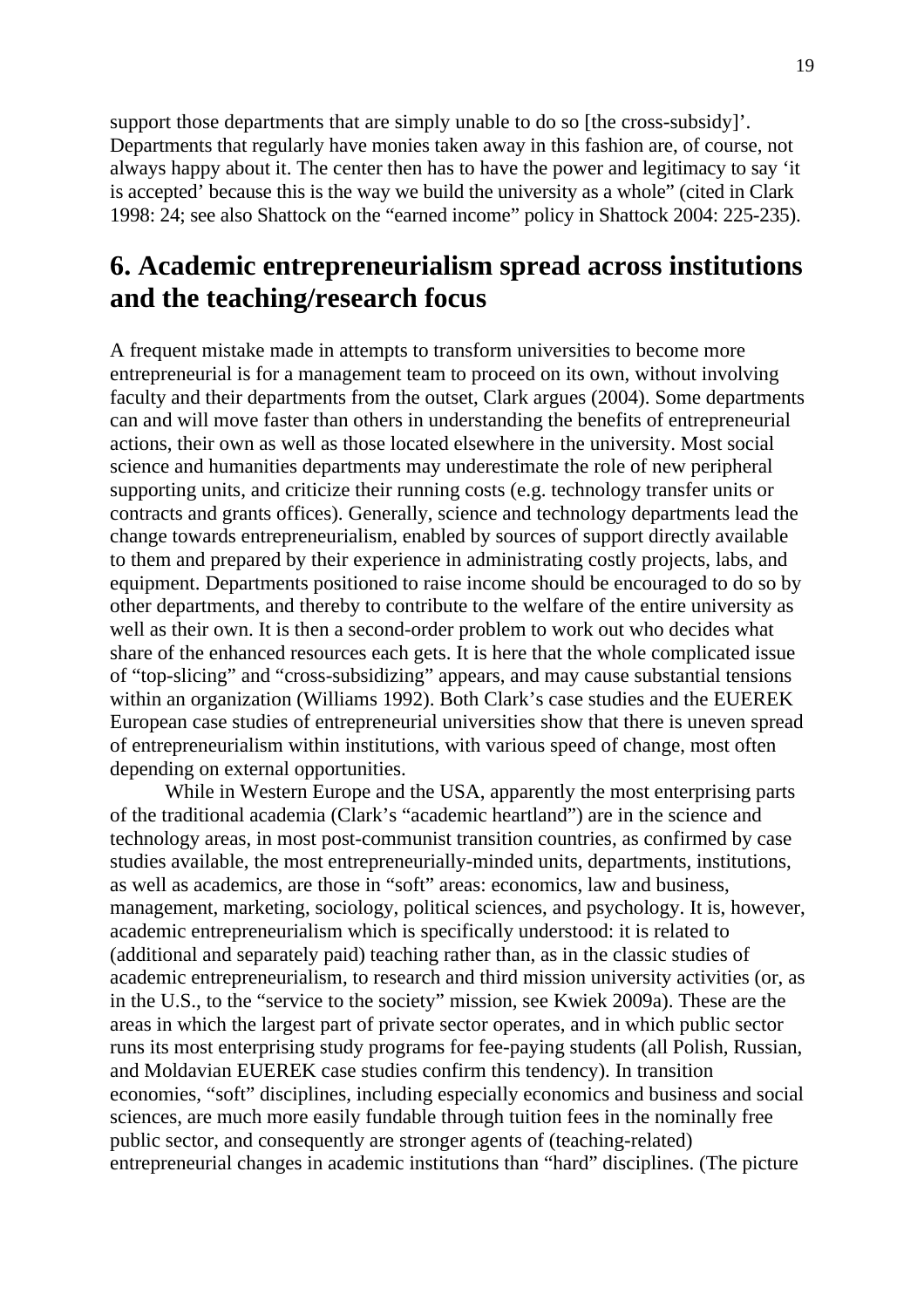support those departments that are simply unable to do so [the cross-subsidy]'. Departments that regularly have monies taken away in this fashion are, of course, not always happy about it. The center then has to have the power and legitimacy to say 'it is accepted' because this is the way we build the university as a whole" (cited in Clark 1998: 24; see also Shattock on the "earned income" policy in Shattock 2004: 225-235).

## 6. Academic entrepreneurialism spread across institutions and the teaching/research focus

A frequent mistake made in attempts to transform universities to become more entrepreneurial is for a management team to proceed on its own, without involving faculty and their departments from the outset, Clark argues (2004). Some departments can and will move faster than others in understanding the benefits of entrepreneurial actions, their own as well as those located elsewhere in the university. Most social science and humanities departments may underestimate the role of new peripheral supporting units, and criticize their running costs (e.g. technology transfer units or contracts and grants offices). Generally, science and technology departments lead the change towards entrepreneurialism, enabled by sources of support directly available to them and prepared by their experience in administrating costly projects, labs, and equipment. Departments positioned to raise income should be encouraged to do so by other departments, and thereby to contribute to the welfare of the entire university as well as their own. It is then a second-order problem to work out who decides what share of the enhanced resources each gets. It is here that the whole complicated issue of "top-slicing" and "cross-subsidizing" appears, and may cause substantial tensions within an organization (Williams 1992). Both Clark's case studies and the EUEREK European case studies of entrepreneurial universities show that there is uneven spread of entrepreneurialism within institutions, with various speed of change, most often depending on external opportunities.

While in Western Europe and the USA, apparently the most enterprising parts of the traditional academia (Clark's "academic heartland") are in the science and technology areas, in most post-communist transition countries, as confirmed by case studies available, the most entrepreneurially-minded units, departments, institutions, as well as academics, are those in "soft" areas: economics, law and business, management, marketing, sociology, political sciences, and psychology. It is, however, academic entrepreneurialism which is specifically understood: it is related to (additional and separately paid) teaching rather than, as in the classic studies of academic entrepreneurialism, to research and third mission university activities (or, as in the U.S., to the "service to the society" mission, see Kwiek 2009a). These are the areas in which the largest part of private sector operates, and in which public sector runs its most enterprising study programs for fee-paying students (all Polish, Russian, and Moldavian EUEREK case studies confirm this tendency). In transition economies, "soft" disciplines, including especially economics and business and social sciences, are much more easily fundable through tuition fees in the nominally free public sector, and consequently are stronger agents of (teaching-related) entrepreneurial changes in academic institutions than "hard" disciplines. (The picture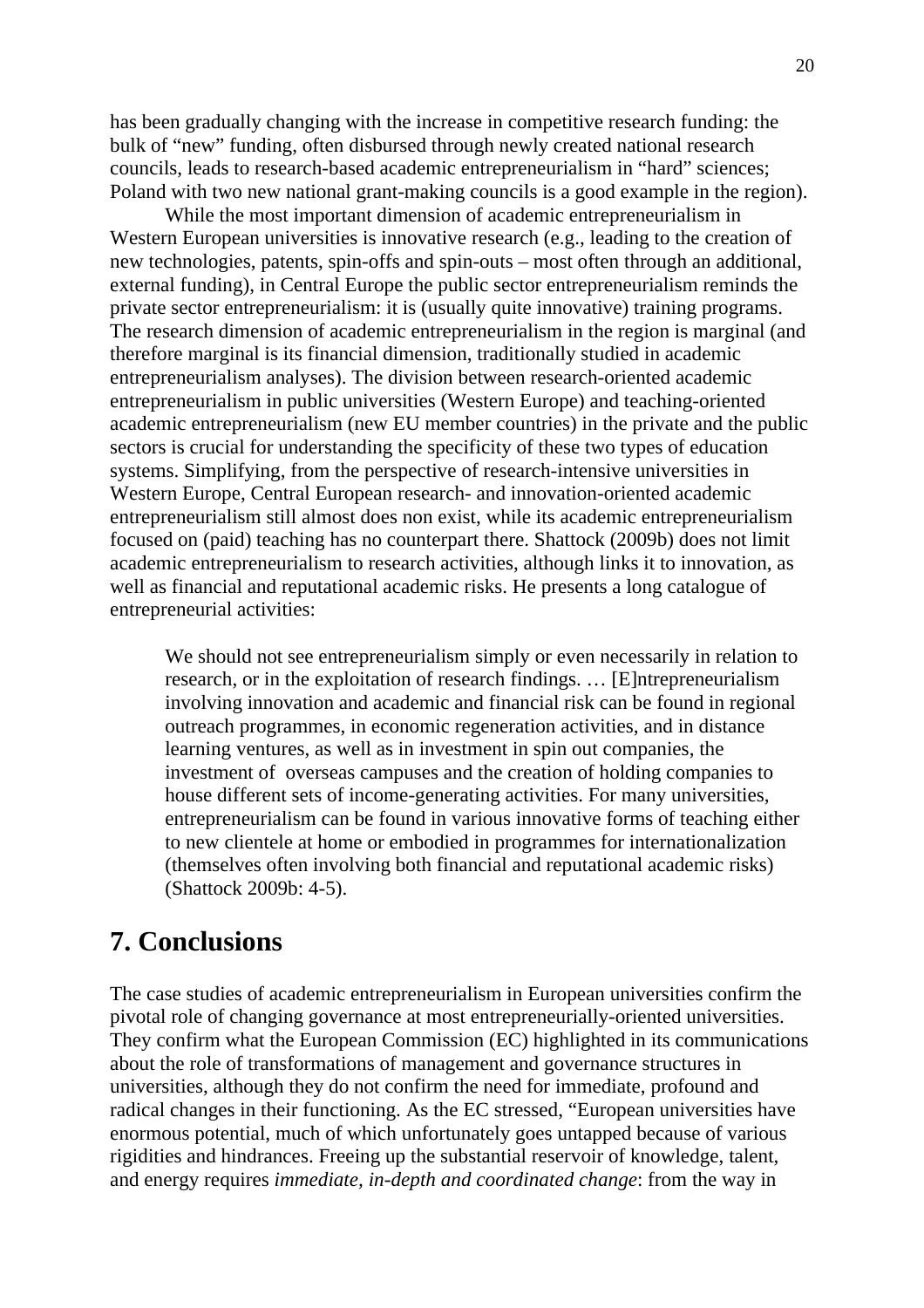has been gradually changing with the increase in competitive research funding: the bulk of "new" funding, often disbursed through newly created national research councils, leads to research-based academic entrepreneurialism in "hard" sciences; Poland with two new national grant-making councils is a good example in the region).

While the most important dimension of academic entrepreneurialism in Western European universities is innovative research (e.g., leading to the creation of new technologies, patents, spin-offs and spin-outs – most often through an additional, external funding), in Central Europe the public sector entrepreneurialism reminds the private sector entrepreneurialism: it is (usually quite innovative) training programs. The research dimension of academic entrepreneurialism in the region is marginal (and therefore marginal is its financial dimension, traditionally studied in academic entrepreneurialism analyses). The division between research-oriented academic entrepreneurialism in public universities (Western Europe) and teaching-oriented academic entrepreneurialism (new EU member countries) in the private and the public sectors is crucial for understanding the specificity of these two types of education systems. Simplifying, from the perspective of research-intensive universities in Western Europe, Central European research- and innovation-oriented academic entrepreneurialism still almost does non exist, while its academic entrepreneurialism focused on (paid) teaching has no counterpart there. Shattock (2009b) does not limit academic entrepreneurialism to research activities, although links it to innovation, as well as financial and reputational academic risks. He presents a long catalogue of entrepreneurial activities:

> We should not see entrepreneurialism simply or even necessarily in relation to research, or in the exploitation of research findings. … [E]ntrepreneurialism involving innovation and academic and financial risk can be found in regional outreach programmes, in economic regeneration activities, and in distance learning ventures, as well as in investment in spin out companies, the investment of overseas campuses and the creation of holding companies to house different sets of income-generating activities. For many universities, entrepreneurialism can be found in various innovative forms of teaching either to new clientele at home or embodied in programmes for internationalization (themselves often involving both financial and reputational academic risks) (Shattock 2009b: 4-5).

# 7. Conclusions

The case studies of academic entrepreneurialism in European universities confirm the pivotal role of changing governance at most entrepreneurially-oriented universities. They confirm what the European Commission (EC) highlighted in its communications about the role of transformations of management and governance structures in universities, although they do not confirm the need for immediate, profound and radical changes in their functioning. As the EC stressed, "European universities have enormous potential, much of which unfortunately goes untapped because of various rigidities and hindrances. Freeing up the substantial reservoir of knowledge, talent, and energy requires *immediate, in-depth and coordinated change*: from the way in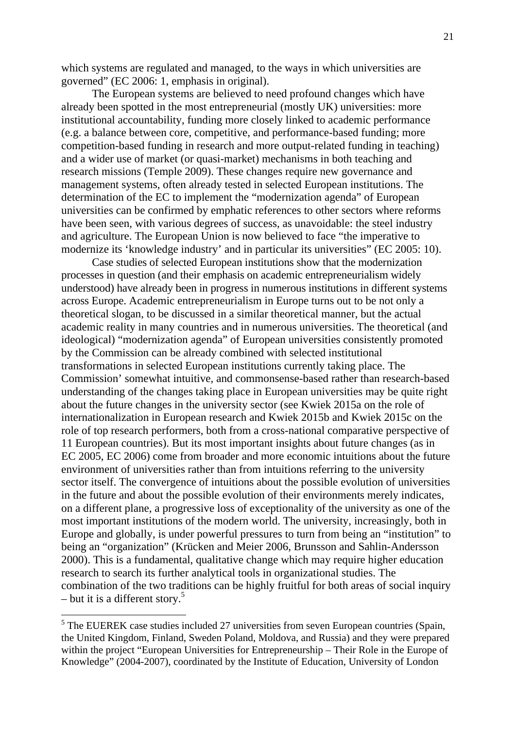which systems are regulated and managed, to the ways in which universities are governed" (EC 2006: 1, emphasis in original).

The European systems are believed to need profound changes which have already been spotted in the most entrepreneurial (mostly UK) universities: more institutional accountability, funding more closely linked to academic performance (e.g. a balance between core, competitive, and performance-based funding; more competition-based funding in research and more output-related funding in teaching) and a wider use of market (or quasi-market) mechanisms in both teaching and research missions (Temple 2009). These changes require new governance and management systems, often already tested in selected European institutions. The determination of the EC to implement the "modernization agenda" of European universities can be confirmed by emphatic references to other sectors where reforms have been seen, with various degrees of success, as unavoidable: the steel industry and agriculture. The European Union is now believed to face "the imperative to modernize its 'knowledge industry' and in particular its universities" (EC 2005: 10).

Case studies of selected European institutions show that the modernization processes in question (and their emphasis on academic entrepreneurialism widely understood) have already been in progress in numerous institutions in different systems across Europe. Academic entrepreneurialism in Europe turns out to be not only a theoretical slogan, to be discussed in a similar theoretical manner, but the actual academic reality in many countries and in numerous universities. The theoretical (and ideological) "modernization agenda" of European universities consistently promoted by the Commission can be already combined with selected institutional transformations in selected European institutions currently taking place. The Commission' somewhat intuitive, and commonsense-based rather than research-based understanding of the changes taking place in European universities may be quite right about the future changes in the university sector (see Kwiek 2015a on the role of internationalization in European research and Kwiek 2015b and Kwiek 2015c on the role of top research performers, both from a cross-national comparative perspective of 11 European countries). But its most important insights about future changes (as in EC 2005, EC 2006) come from broader and more economic intuitions about the future environment of universities rather than from intuitions referring to the university sector itself. The convergence of intuitions about the possible evolution of universities in the future and about the possible evolution of their environments merely indicates, on a different plane, a progressive loss of exceptionality of the university as one of the most important institutions of the modern world. The university, increasingly, both in Europe and globally, is under powerful pressures to turn from being an "institution" to being an "organization" (Krücken and Meier 2006, Brunsson and Sahlin-Andersson 2000). This is a fundamental, qualitative change which may require higher education research to search its further analytical tools in organizational studies. The combination of the two traditions can be highly fruitful for both areas of social inquiry – but it is a different story.[5]

---

[5] The EUEREK case studies included 27 universities from seven European countries (Spain, the United Kingdom, Finland, Sweden Poland, Moldova, and Russia) and they were prepared within the project "European Universities for Entrepreneurship – Their Role in the Europe of Knowledge" (2004-2007), coordinated by the Institute of Education, University of London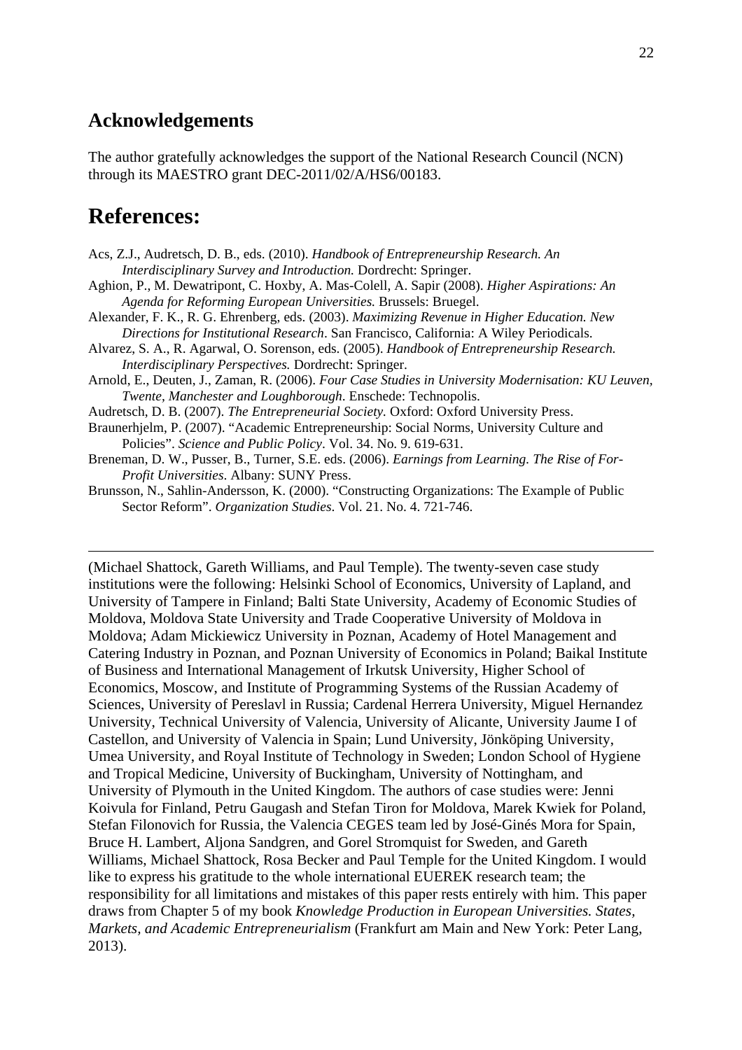## Acknowledgements

The author gratefully acknowledges the support of the National Research Council (NCN) through its MAESTRO grant DEC-2011/02/A/HS6/00183.

# References:

Acs, Z.J., Audretsch, D. B., eds. (2010). *Handbook of Entrepreneurship Research. An Interdisciplinary Survey and Introduction.* Dordrecht: Springer.

Aghion, P., M. Dewatripont, C. Hoxby, A. Mas-Colell, A. Sapir (2008). *Higher Aspirations: An Agenda for Reforming European Universities.* Brussels: Bruegel.

Alexander, F. K., R. G. Ehrenberg, eds. (2003). *Maximizing Revenue in Higher Education. New Directions for Institutional Research*. San Francisco, California: A Wiley Periodicals.

Alvarez, S. A., R. Agarwal, O. Sorenson, eds. (2005). *Handbook of Entrepreneurship Research. Interdisciplinary Perspectives.* Dordrecht: Springer.

Arnold, E., Deuten, J., Zaman, R. (2006). *Four Case Studies in University Modernisation: KU Leuven, Twente, Manchester and Loughborough*. Enschede: Technopolis.

Audretsch, D. B. (2007). *The Entrepreneurial Society.* Oxford: Oxford University Press.

Braunerhjelm, P. (2007). "Academic Entrepreneurship: Social Norms, University Culture and Policies". *Science and Public Policy*. Vol. 34. No. 9. 619-631.

Breneman, D. W., Pusser, B., Turner, S.E. eds. (2006). *Earnings from Learning. The Rise of For-Profit Universities*. Albany: SUNY Press.

Brunsson, N., Sahlin-Andersson, K. (2000). "Constructing Organizations: The Example of Public Sector Reform". *Organization Studies*. Vol. 21. No. 4. 721-746.

---

(Michael Shattock, Gareth Williams, and Paul Temple). The twenty-seven case study institutions were the following: Helsinki School of Economics, University of Lapland, and University of Tampere in Finland; Balti State University, Academy of Economic Studies of Moldova, Moldova State University and Trade Cooperative University of Moldova in Moldova; Adam Mickiewicz University in Poznan, Academy of Hotel Management and Catering Industry in Poznan, and Poznan University of Economics in Poland; Baikal Institute of Business and International Management of Irkutsk University, Higher School of Economics, Moscow, and Institute of Programming Systems of the Russian Academy of Sciences, University of Pereslavl in Russia; Cardenal Herrera University, Miguel Hernandez University, Technical University of Valencia, University of Alicante, University Jaume I of Castellon, and University of Valencia in Spain; Lund University, Jönköping University, Umea University, and Royal Institute of Technology in Sweden; London School of Hygiene and Tropical Medicine, University of Buckingham, University of Nottingham, and University of Plymouth in the United Kingdom. The authors of case studies were: Jenni Koivula for Finland, Petru Gaugash and Stefan Tiron for Moldova, Marek Kwiek for Poland, Stefan Filonovich for Russia, the Valencia CEGES team led by José-Ginés Mora for Spain, Bruce H. Lambert, Aljona Sandgren, and Gorel Stromquist for Sweden, and Gareth Williams, Michael Shattock, Rosa Becker and Paul Temple for the United Kingdom. I would like to express his gratitude to the whole international EUEREK research team; the responsibility for all limitations and mistakes of this paper rests entirely with him. This paper draws from Chapter 5 of my book *Knowledge Production in European Universities. States, Markets, and Academic Entrepreneurialism* (Frankfurt am Main and New York: Peter Lang, 2013).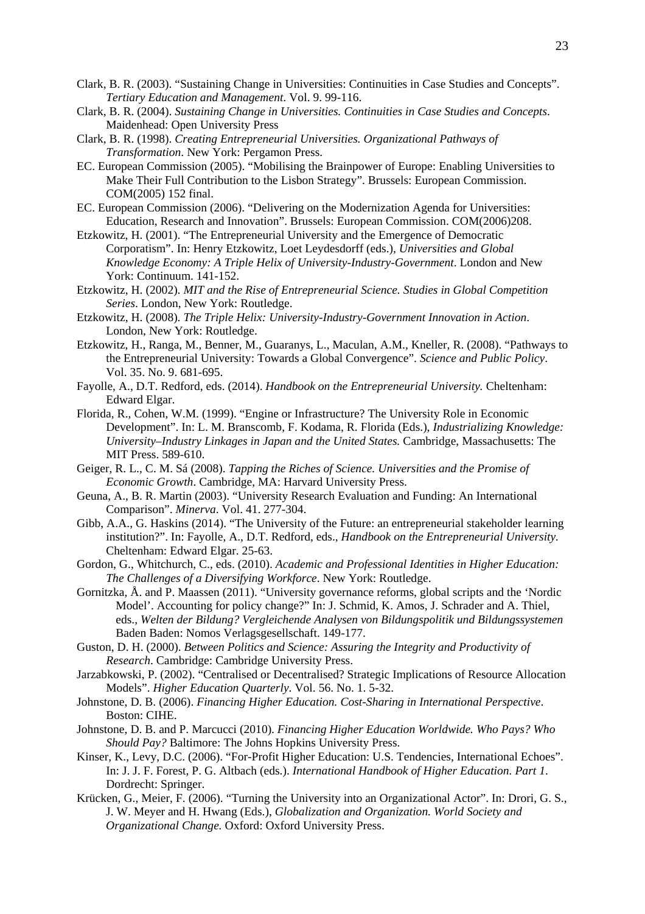Clark, B. R. (2003). “Sustaining Change in Universities: Continuities in Case Studies and Concepts”. *Tertiary Education and Management*. Vol. 9. 99-116.

Clark, B. R. (2004). *Sustaining Change in Universities. Continuities in Case Studies and Concepts*. Maidenhead: Open University Press

Clark, B. R. (1998). *Creating Entrepreneurial Universities. Organizational Pathways of Transformation*. New York: Pergamon Press.

EC. European Commission (2005). “Mobilising the Brainpower of Europe: Enabling Universities to Make Their Full Contribution to the Lisbon Strategy”. Brussels: European Commission. COM(2005) 152 final.

EC. European Commission (2006). “Delivering on the Modernization Agenda for Universities: Education, Research and Innovation”. Brussels: European Commission. COM(2006)208.

Etzkowitz, H. (2001). “The Entrepreneurial University and the Emergence of Democratic Corporatism”. In: Henry Etzkowitz, Loet Leydesdorff (eds.), *Universities and Global Knowledge Economy: A Triple Helix of University-Industry-Government*. London and New York: Continuum. 141-152.

Etzkowitz, H. (2002). *MIT and the Rise of Entrepreneurial Science. Studies in Global Competition Series*. London, New York: Routledge.

Etzkowitz, H. (2008). *The Triple Helix: University-Industry-Government Innovation in Action*. London, New York: Routledge.

Etzkowitz, H., Ranga, M., Benner, M., Guaranys, L., Maculan, A.M., Kneller, R. (2008). “Pathways to the Entrepreneurial University: Towards a Global Convergence”. *Science and Public Policy*. Vol. 35. No. 9. 681-695.

Fayolle, A., D.T. Redford, eds. (2014). *Handbook on the Entrepreneurial University.* Cheltenham: Edward Elgar.

Florida, R., Cohen, W.M. (1999). “Engine or Infrastructure? The University Role in Economic Development”. In: L. M. Branscomb, F. Kodama, R. Florida (Eds.), *Industrializing Knowledge: University–Industry Linkages in Japan and the United States.* Cambridge, Massachusetts: The MIT Press. 589-610.

Geiger, R. L., C. M. Sá (2008). *Tapping the Riches of Science. Universities and the Promise of Economic Growth*. Cambridge, MA: Harvard University Press.

Geuna, A., B. R. Martin (2003). “University Research Evaluation and Funding: An International Comparison”. *Minerva*. Vol. 41. 277-304.

Gibb, A.A., G. Haskins (2014). “The University of the Future: an entrepreneurial stakeholder learning institution?”. In: Fayolle, A., D.T. Redford, eds., *Handbook on the Entrepreneurial University.* Cheltenham: Edward Elgar. 25-63.

Gordon, G., Whitchurch, C., eds. (2010). *Academic and Professional Identities in Higher Education: The Challenges of a Diversifying Workforce*. New York: Routledge.

Gornitzka, Å. and P. Maassen (2011). “University governance reforms, global scripts and the ‘Nordic Model’. Accounting for policy change?” In: J. Schmid, K. Amos, J. Schrader and A. Thiel, eds., *Welten der Bildung? Vergleichende Analysen von Bildungspolitik und Bildungssystemen* Baden Baden: Nomos Verlagsgesellschaft. 149-177.

Guston, D. H. (2000). *Between Politics and Science: Assuring the Integrity and Productivity of Research*. Cambridge: Cambridge University Press.

Jarzabkowski, P. (2002). “Centralised or Decentralised? Strategic Implications of Resource Allocation Models”. *Higher Education Quarterly*. Vol. 56. No. 1. 5-32.

Johnstone, D. B. (2006). *Financing Higher Education. Cost-Sharing in International Perspective*. Boston: CIHE.

Johnstone, D. B. and P. Marcucci (2010). *Financing Higher Education Worldwide. Who Pays? Who Should Pay?* Baltimore: The Johns Hopkins University Press.

Kinser, K., Levy, D.C. (2006). “For-Profit Higher Education: U.S. Tendencies, International Echoes”. In: J. J. F. Forest, P. G. Altbach (eds.). *International Handbook of Higher Education. Part 1*. Dordrecht: Springer.

Krücken, G., Meier, F. (2006). “Turning the University into an Organizational Actor”. In: Drori, G. S., J. W. Meyer and H. Hwang (Eds.), *Globalization and Organization. World Society and Organizational Change.* Oxford: Oxford University Press.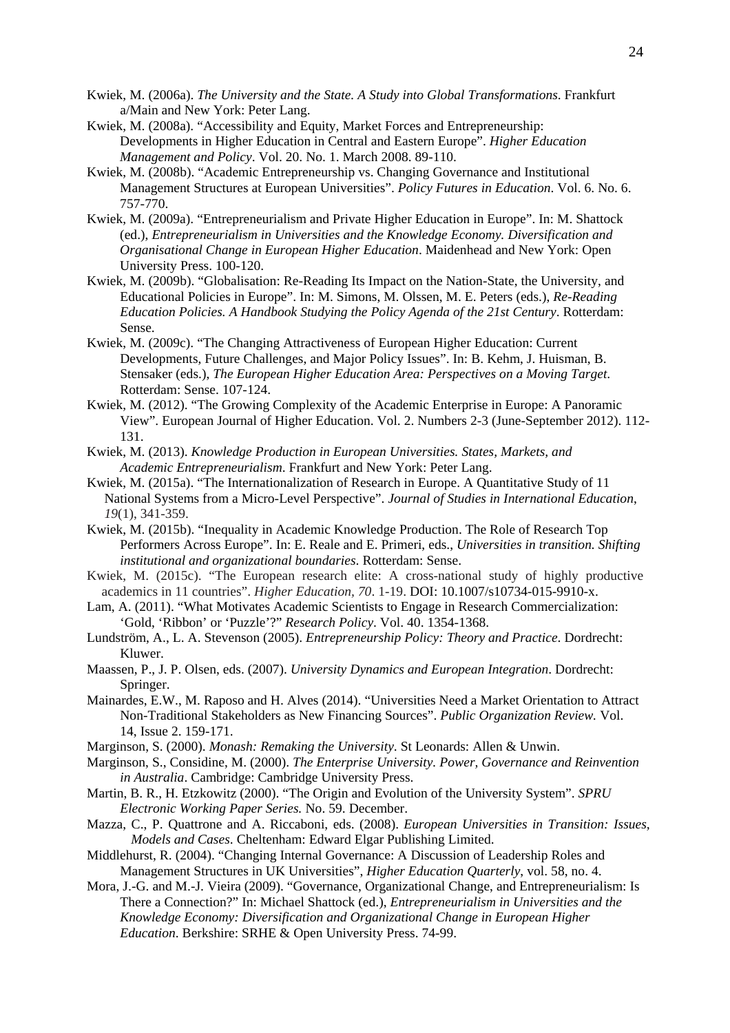Kwiek, M. (2006a). *The University and the State. A Study into Global Transformations*. Frankfurt a/Main and New York: Peter Lang.

Kwiek, M. (2008a). "Accessibility and Equity, Market Forces and Entrepreneurship: Developments in Higher Education in Central and Eastern Europe". *Higher Education Management and Policy*. Vol. 20. No. 1. March 2008. 89-110.

Kwiek, M. (2008b). "Academic Entrepreneurship vs. Changing Governance and Institutional Management Structures at European Universities". *Policy Futures in Education*. Vol. 6. No. 6. 757-770.

Kwiek, M. (2009a). "Entrepreneurialism and Private Higher Education in Europe". In: M. Shattock (ed.), *Entrepreneurialism in Universities and the Knowledge Economy. Diversification and Organisational Change in European Higher Education*. Maidenhead and New York: Open University Press. 100-120.

Kwiek, M. (2009b). "Globalisation: Re-Reading Its Impact on the Nation-State, the University, and Educational Policies in Europe". In: M. Simons, M. Olssen, M. E. Peters (eds.), *Re-Reading Education Policies. A Handbook Studying the Policy Agenda of the 21st Century*. Rotterdam: Sense.

Kwiek, M. (2009c). "The Changing Attractiveness of European Higher Education: Current Developments, Future Challenges, and Major Policy Issues". In: B. Kehm, J. Huisman, B. Stensaker (eds.), *The European Higher Education Area: Perspectives on a Moving Target*. Rotterdam: Sense. 107-124.

Kwiek, M. (2012). "The Growing Complexity of the Academic Enterprise in Europe: A Panoramic View". European Journal of Higher Education. Vol. 2. Numbers 2-3 (June-September 2012). 112-131.

Kwiek, M. (2013). *Knowledge Production in European Universities. States, Markets, and Academic Entrepreneurialism*. Frankfurt and New York: Peter Lang.

Kwiek, M. (2015a). "The Internationalization of Research in Europe. A Quantitative Study of 11 National Systems from a Micro-Level Perspective". *Journal of Studies in International Education*, *19*(1), 341-359.

Kwiek, M. (2015b). "Inequality in Academic Knowledge Production. The Role of Research Top Performers Across Europe". In: E. Reale and E. Primeri, eds., *Universities in transition. Shifting institutional and organizational boundaries*. Rotterdam: Sense.

Kwiek, M. (2015c). "The European research elite: A cross-national study of highly productive academics in 11 countries". *Higher Education*, *70*. 1-19. DOI: 10.1007/s10734-015-9910-x.

Lam, A. (2011). "What Motivates Academic Scientists to Engage in Research Commercialization: 'Gold, 'Ribbon' or 'Puzzle'?" *Research Policy*. Vol. 40. 1354-1368.

Lundström, A., L. A. Stevenson (2005). *Entrepreneurship Policy: Theory and Practice*. Dordrecht: Kluwer.

Maassen, P., J. P. Olsen, eds. (2007). *University Dynamics and European Integration*. Dordrecht: Springer.

Mainardes, E.W., M. Raposo and H. Alves (2014). "Universities Need a Market Orientation to Attract Non-Traditional Stakeholders as New Financing Sources". *Public Organization Review.* Vol. 14, Issue 2. 159-171.

Marginson, S. (2000). *Monash: Remaking the University*. St Leonards: Allen & Unwin.

Marginson, S., Considine, M. (2000). *The Enterprise University. Power, Governance and Reinvention in Australia*. Cambridge: Cambridge University Press.

Martin, B. R., H. Etzkowitz (2000). "The Origin and Evolution of the University System". *SPRU Electronic Working Paper Series.* No. 59. December.

Mazza, C., P. Quattrone and A. Riccaboni, eds. (2008). *European Universities in Transition: Issues, Models and Cases*. Cheltenham: Edward Elgar Publishing Limited.

Middlehurst, R. (2004). "Changing Internal Governance: A Discussion of Leadership Roles and Management Structures in UK Universities", *Higher Education Quarterly*, vol. 58, no. 4.

Mora, J.-G. and M.-J. Vieira (2009). "Governance, Organizational Change, and Entrepreneurialism: Is There a Connection?" In: Michael Shattock (ed.), *Entrepreneurialism in Universities and the Knowledge Economy: Diversification and Organizational Change in European Higher Education*. Berkshire: SRHE & Open University Press. 74-99.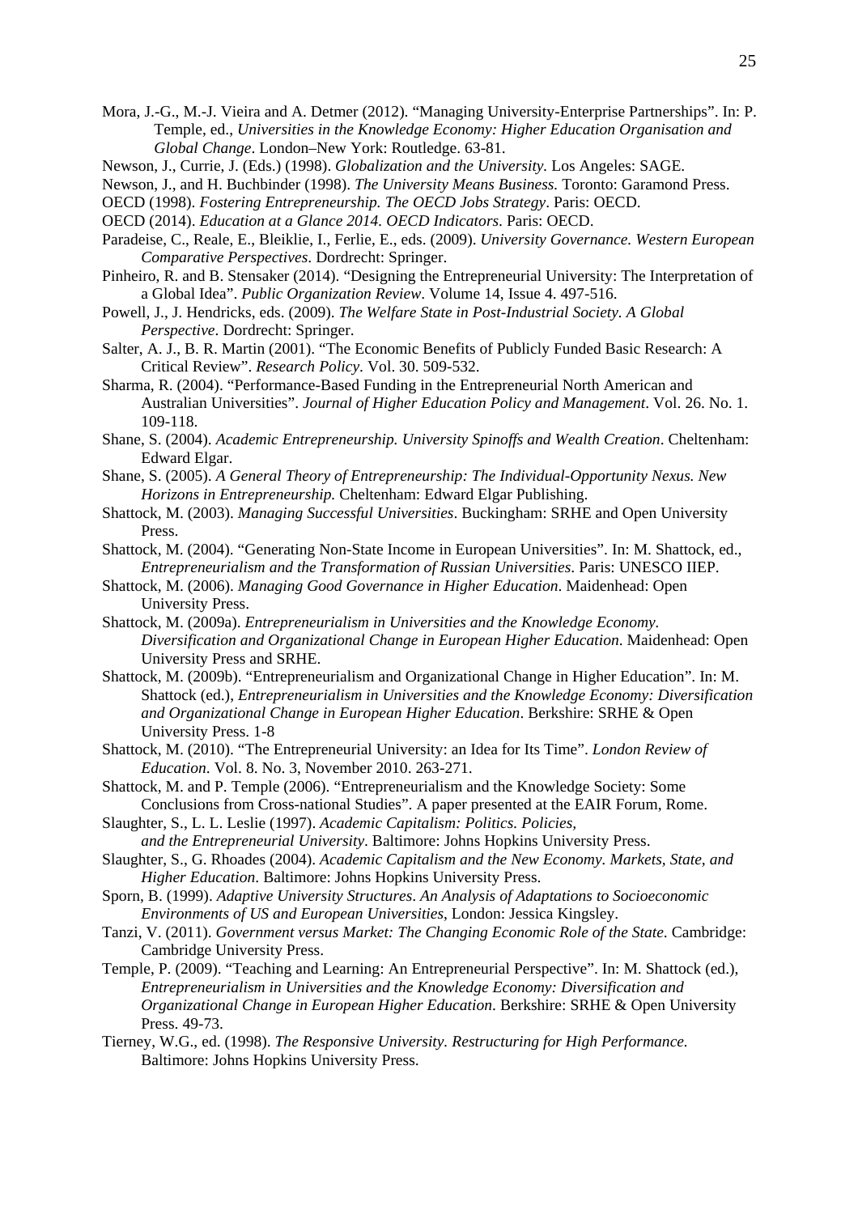Mora, J.-G., M.-J. Vieira and A. Detmer (2012). "Managing University-Enterprise Partnerships". In: P. Temple, ed., *Universities in the Knowledge Economy: Higher Education Organisation and Global Change*. London–New York: Routledge. 63-81.

Newson, J., Currie, J. (Eds.) (1998). *Globalization and the University*. Los Angeles: SAGE.

Newson, J., and H. Buchbinder (1998). *The University Means Business.* Toronto: Garamond Press.

OECD (1998). *Fostering Entrepreneurship. The OECD Jobs Strategy*. Paris: OECD.

OECD (2014). *Education at a Glance 2014. OECD Indicators*. Paris: OECD.

Paradeise, C., Reale, E., Bleiklie, I., Ferlie, E., eds. (2009). *University Governance. Western European Comparative Perspectives*. Dordrecht: Springer.

Pinheiro, R. and B. Stensaker (2014). "Designing the Entrepreneurial University: The Interpretation of a Global Idea". *Public Organization Review*. Volume 14, Issue 4. 497-516.

Powell, J., J. Hendricks, eds. (2009). *The Welfare State in Post-Industrial Society. A Global Perspective*. Dordrecht: Springer.

Salter, A. J., B. R. Martin (2001). "The Economic Benefits of Publicly Funded Basic Research: A Critical Review". *Research Policy*. Vol. 30. 509-532.

Sharma, R. (2004). "Performance-Based Funding in the Entrepreneurial North American and Australian Universities". *Journal of Higher Education Policy and Management*. Vol. 26. No. 1. 109-118.

Shane, S. (2004). *Academic Entrepreneurship. University Spinoffs and Wealth Creation*. Cheltenham: Edward Elgar.

Shane, S. (2005). *A General Theory of Entrepreneurship: The Individual-Opportunity Nexus. New Horizons in Entrepreneurship.* Cheltenham: Edward Elgar Publishing.

Shattock, M. (2003). *Managing Successful Universities*. Buckingham: SRHE and Open University Press.

Shattock, M. (2004). "Generating Non-State Income in European Universities". In: M. Shattock, ed., *Entrepreneurialism and the Transformation of Russian Universities*. Paris: UNESCO IIEP.

Shattock, M. (2006). *Managing Good Governance in Higher Education*. Maidenhead: Open University Press.

Shattock, M. (2009a). *Entrepreneurialism in Universities and the Knowledge Economy. Diversification and Organizational Change in European Higher Education*. Maidenhead: Open University Press and SRHE.

Shattock, M. (2009b). "Entrepreneurialism and Organizational Change in Higher Education". In: M. Shattock (ed.), *Entrepreneurialism in Universities and the Knowledge Economy: Diversification and Organizational Change in European Higher Education*. Berkshire: SRHE & Open University Press. 1-8

Shattock, M. (2010). "The Entrepreneurial University: an Idea for Its Time". *London Review of Education*. Vol. 8. No. 3, November 2010. 263-271.

Shattock, M. and P. Temple (2006). "Entrepreneurialism and the Knowledge Society: Some Conclusions from Cross-national Studies". A paper presented at the EAIR Forum, Rome.

Slaughter, S., L. L. Leslie (1997). *Academic Capitalism: Politics. Policies, and the Entrepreneurial University*. Baltimore: Johns Hopkins University Press.

Slaughter, S., G. Rhoades (2004). *Academic Capitalism and the New Economy. Markets, State, and Higher Education*. Baltimore: Johns Hopkins University Press.

Sporn, B. (1999). *Adaptive University Structures. An Analysis of Adaptations to Socioeconomic Environments of US and European Universities*, London: Jessica Kingsley.

Tanzi, V. (2011). *Government versus Market: The Changing Economic Role of the State*. Cambridge: Cambridge University Press.

Temple, P. (2009). "Teaching and Learning: An Entrepreneurial Perspective". In: M. Shattock (ed.), *Entrepreneurialism in Universities and the Knowledge Economy: Diversification and Organizational Change in European Higher Education*. Berkshire: SRHE & Open University Press. 49-73.

Tierney, W.G., ed. (1998). *The Responsive University. Restructuring for High Performance.* Baltimore: Johns Hopkins University Press.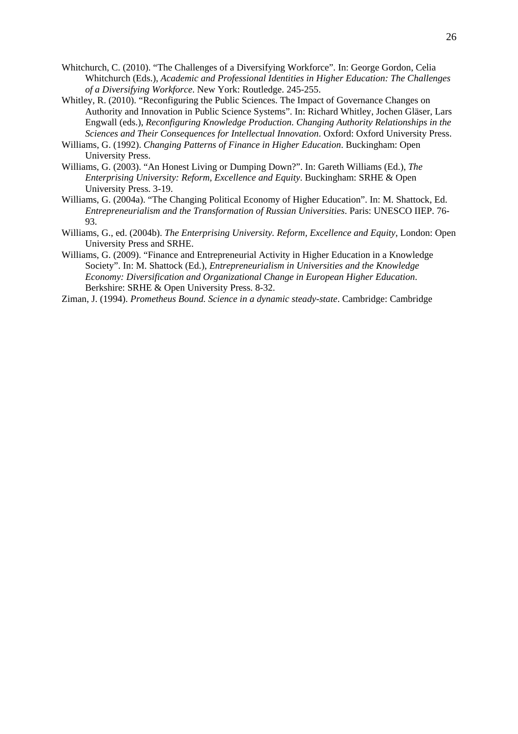Whitchurch, C. (2010). "The Challenges of a Diversifying Workforce". In: George Gordon, Celia Whitchurch (Eds.), *Academic and Professional Identities in Higher Education: The Challenges of a Diversifying Workforce*. New York: Routledge. 245-255.

Whitley, R. (2010). "Reconfiguring the Public Sciences. The Impact of Governance Changes on Authority and Innovation in Public Science Systems". In: Richard Whitley, Jochen Gläser, Lars Engwall (eds.), *Reconfiguring Knowledge Production. Changing Authority Relationships in the Sciences and Their Consequences for Intellectual Innovation*. Oxford: Oxford University Press.

Williams, G. (1992). *Changing Patterns of Finance in Higher Education*. Buckingham: Open University Press.

Williams, G. (2003). "An Honest Living or Dumping Down?". In: Gareth Williams (Ed.), *The Enterprising University: Reform, Excellence and Equity*. Buckingham: SRHE & Open University Press. 3-19.

Williams, G. (2004a). "The Changing Political Economy of Higher Education". In: M. Shattock, Ed. *Entrepreneurialism and the Transformation of Russian Universities*. Paris: UNESCO IIEP. 76-93.

Williams, G., ed. (2004b). *The Enterprising University. Reform, Excellence and Equity*, London: Open University Press and SRHE.

Williams, G. (2009). "Finance and Entrepreneurial Activity in Higher Education in a Knowledge Society". In: M. Shattock (Ed.), *Entrepreneurialism in Universities and the Knowledge Economy: Diversification and Organizational Change in European Higher Education*. Berkshire: SRHE & Open University Press. 8-32.

Ziman, J. (1994). *Prometheus Bound. Science in a dynamic steady-state*. Cambridge: Cambridge